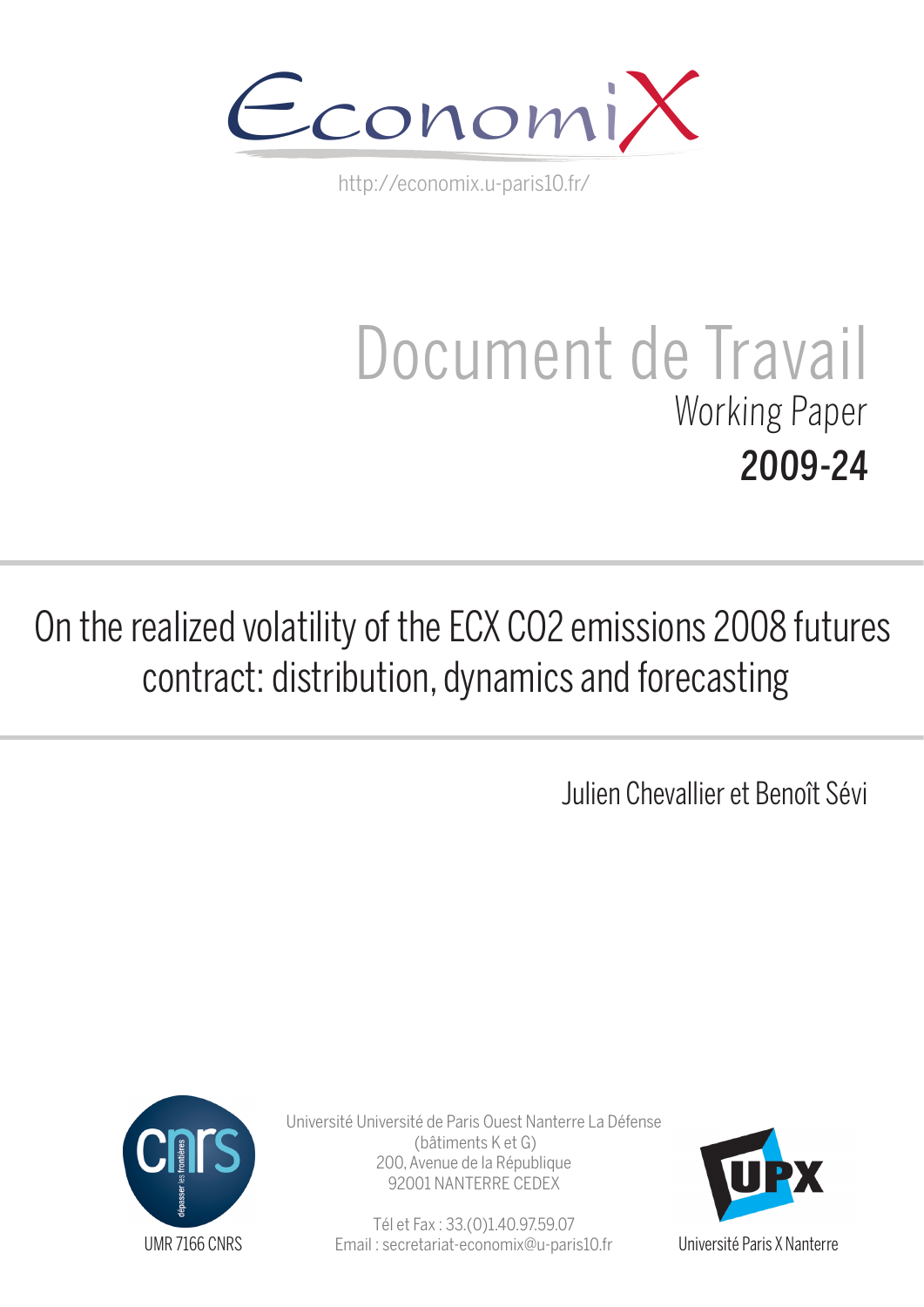EconomiX

http://economix.u-paris10.fr/

# Document de Travail

Working Paper

**2009-24**

# On the realized volatility of the ECX CO2 emissions 2008 futures contract: distribution, dynamics and forecasting

Julien Chevallier et Benoît Sévi

UMR 7166 CNRS

Université Université de Paris Ouest Nanterre La Défense
(bâtiments K et G)
200, Avenue de la République
92001 NANTERRE CEDEX

Tél et Fax : 33.(0)1.40.97.59.07
Email : secretariat-economix@u-paris10.fr

Université Paris X Nanterre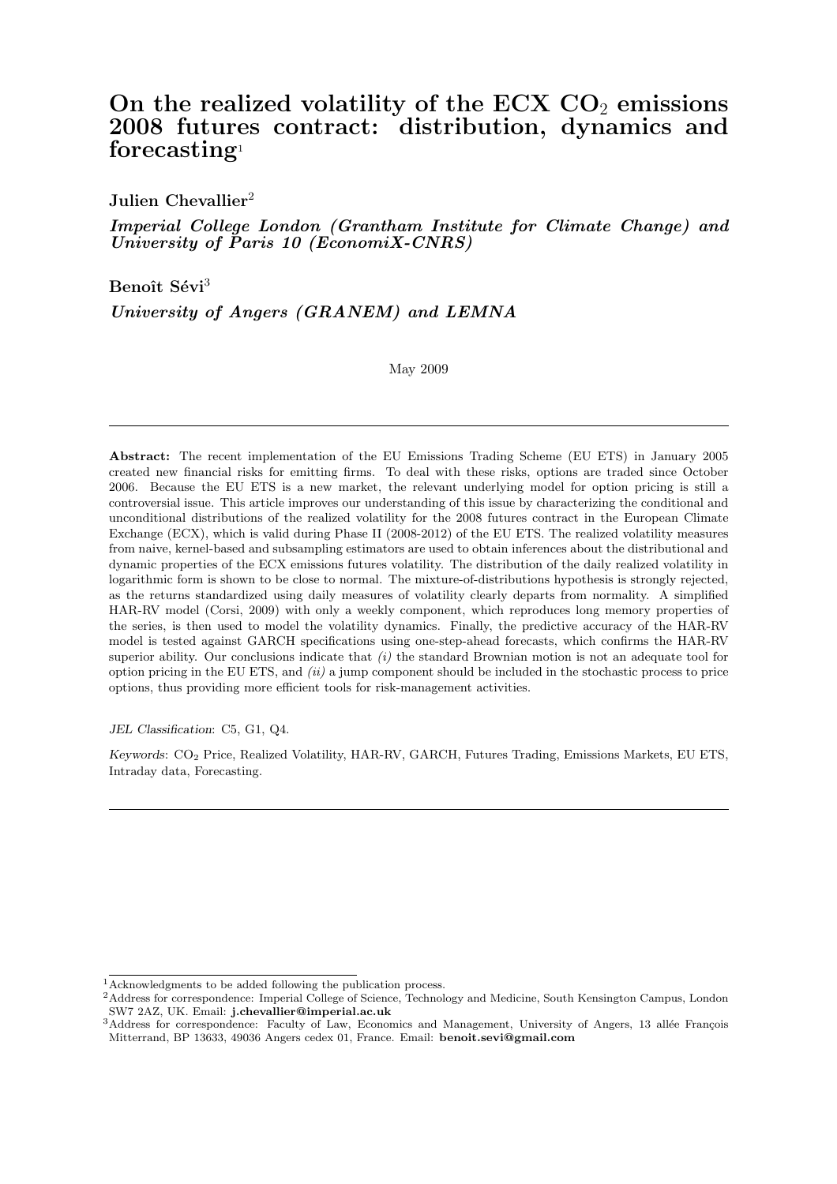# On the realized volatility of the ECX $CO_2$ emissions 2008 futures contract: distribution, dynamics and forecasting[1]

**Julien Chevallier**[2]

***Imperial College London (Grantham Institute for Climate Change) and University of Paris 10 (EconomiX-CNRS)***

**Benoît Sévi**[3]

***University of Angers (GRANEM) and LEMNA***

May 2009

---

**Abstract:** The recent implementation of the EU Emissions Trading Scheme (EU ETS) in January 2005 created new financial risks for emitting firms. To deal with these risks, options are traded since October 2006. Because the EU ETS is a new market, the relevant underlying model for option pricing is still a controversial issue. This article improves our understanding of this issue by characterizing the conditional and unconditional distributions of the realized volatility for the 2008 futures contract in the European Climate Exchange (ECX), which is valid during Phase II (2008-2012) of the EU ETS. The realized volatility measures from naive, kernel-based and subsampling estimators are used to obtain inferences about the distributional and dynamic properties of the ECX emissions futures volatility. The distribution of the daily realized volatility in logarithmic form is shown to be close to normal. The mixture-of-distributions hypothesis is strongly rejected, as the returns standardized using daily measures of volatility clearly departs from normality. A simplified HAR-RV model (Corsi, 2009) with only a weekly component, which reproduces long memory properties of the series, is then used to model the volatility dynamics. Finally, the predictive accuracy of the HAR-RV model is tested against GARCH specifications using one-step-ahead forecasts, which confirms the HAR-RV superior ability. Our conclusions indicate that *(i)* the standard Brownian motion is not an adequate tool for option pricing in the EU ETS, and *(ii)* a jump component should be included in the stochastic process to price options, thus providing more efficient tools for risk-management activities.

*JEL Classification*: C5, G1, Q4.

*Keywords*: $CO_2$ Price, Realized Volatility, HAR-RV, GARCH, Futures Trading, Emissions Markets, EU ETS, Intraday data, Forecasting.

---

[1] Acknowledgments to be added following the publication process.

[2] Address for correspondence: Imperial College of Science, Technology and Medicine, South Kensington Campus, London SW7 2AZ, UK. Email: **j.chevallier@imperial.ac.uk**

[3] Address for correspondence: Faculty of Law, Economics and Management, University of Angers, 13 allée François Mitterrand, BP 13633, 49036 Angers cedex 01, France. Email: **benoit.sevi@gmail.com**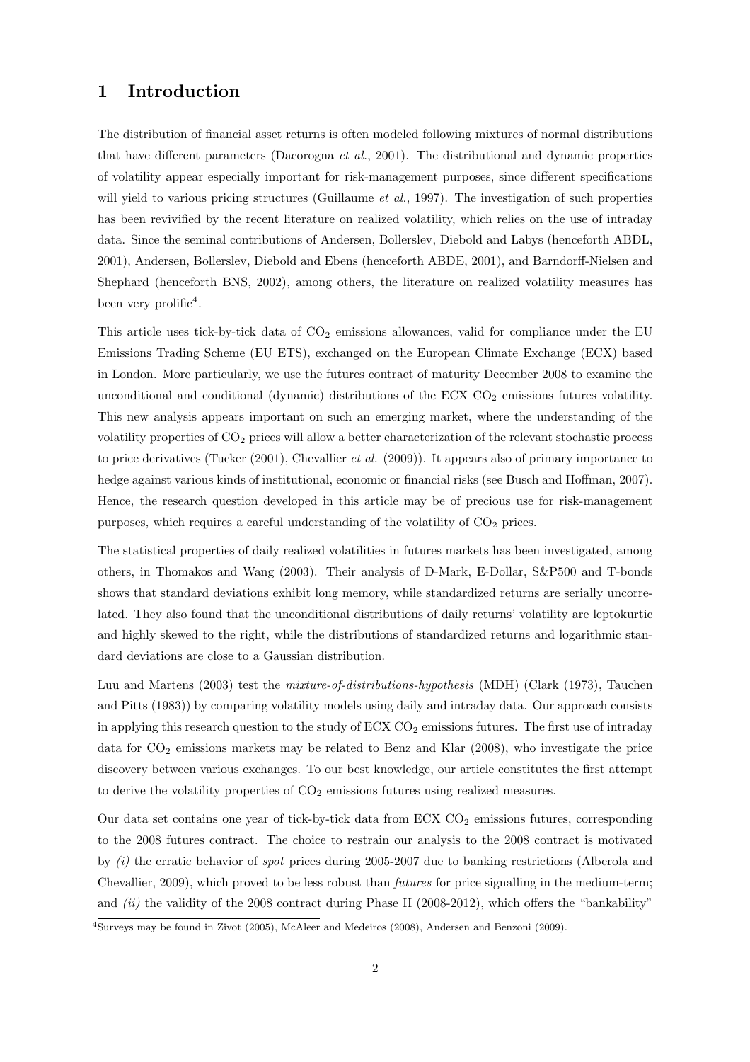# 1 Introduction

The distribution of financial asset returns is often modeled following mixtures of normal distributions that have different parameters (Dacorogna *et al.*, 2001). The distributional and dynamic properties of volatility appear especially important for risk-management purposes, since different specifications will yield to various pricing structures (Guillaume *et al.*, 1997). The investigation of such properties has been revivified by the recent literature on realized volatility, which relies on the use of intraday data. Since the seminal contributions of Andersen, Bollerslev, Diebold and Labys (henceforth ABDL, 2001), Andersen, Bollerslev, Diebold and Ebens (henceforth ABDE, 2001), and Barndorff-Nielsen and Shephard (henceforth BNS, 2002), among others, the literature on realized volatility measures has been very prolific[4].

This article uses tick-by-tick data of $CO_2$ emissions allowances, valid for compliance under the EU Emissions Trading Scheme (EU ETS), exchanged on the European Climate Exchange (ECX) based in London. More particularly, we use the futures contract of maturity December 2008 to examine the unconditional and conditional (dynamic) distributions of the ECX $CO_2$ emissions futures volatility. This new analysis appears important on such an emerging market, where the understanding of the volatility properties of $CO_2$ prices will allow a better characterization of the relevant stochastic process to price derivatives (Tucker (2001), Chevallier *et al.* (2009)). It appears also of primary importance to hedge against various kinds of institutional, economic or financial risks (see Busch and Hoffman, 2007). Hence, the research question developed in this article may be of precious use for risk-management purposes, which requires a careful understanding of the volatility of $CO_2$ prices.

The statistical properties of daily realized volatilities in futures markets has been investigated, among others, in Thomakos and Wang (2003). Their analysis of D-Mark, E-Dollar, S&P500 and T-bonds shows that standard deviations exhibit long memory, while standardized returns are serially uncorrelated. They also found that the unconditional distributions of daily returns' volatility are leptokurtic and highly skewed to the right, while the distributions of standardized returns and logarithmic standard deviations are close to a Gaussian distribution.

Luu and Martens (2003) test the *mixture-of-distributions-hypothesis* (MDH) (Clark (1973), Tauchen and Pitts (1983)) by comparing volatility models using daily and intraday data. Our approach consists in applying this research question to the study of ECX $CO_2$ emissions futures. The first use of intraday data for $CO_2$ emissions markets may be related to Benz and Klar (2008), who investigate the price discovery between various exchanges. To our best knowledge, our article constitutes the first attempt to derive the volatility properties of $CO_2$ emissions futures using realized measures.

Our data set contains one year of tick-by-tick data from ECX $CO_2$ emissions futures, corresponding to the 2008 futures contract. The choice to restrain our analysis to the 2008 contract is motivated by *(i)* the erratic behavior of *spot* prices during 2005-2007 due to banking restrictions (Alberola and Chevallier, 2009), which proved to be less robust than *futures* for price signalling in the medium-term; and *(ii)* the validity of the 2008 contract during Phase II (2008-2012), which offers the "bankability"

[4] Surveys may be found in Zivot (2005), McAleer and Medeiros (2008), Andersen and Benzoni (2009).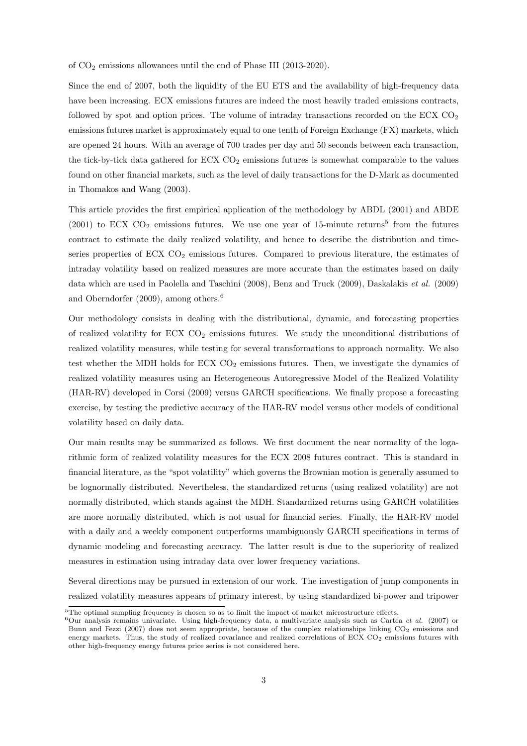of $CO_2$ emissions allowances until the end of Phase III (2013-2020).

Since the end of 2007, both the liquidity of the EU ETS and the availability of high-frequency data have been increasing. ECX emissions futures are indeed the most heavily traded emissions contracts, followed by spot and option prices. The volume of intraday transactions recorded on the ECX $CO_2$ emissions futures market is approximately equal to one tenth of Foreign Exchange (FX) markets, which are opened 24 hours. With an average of 700 trades per day and 50 seconds between each transaction, the tick-by-tick data gathered for ECX $CO_2$ emissions futures is somewhat comparable to the values found on other financial markets, such as the level of daily transactions for the D-Mark as documented in Thomakos and Wang (2003).

This article provides the first empirical application of the methodology by ABDL (2001) and ABDE (2001) to ECX $CO_2$ emissions futures. We use one year of 15-minute returns[5] from the futures contract to estimate the daily realized volatility, and hence to describe the distribution and time-series properties of ECX $CO_2$ emissions futures. Compared to previous literature, the estimates of intraday volatility based on realized measures are more accurate than the estimates based on daily data which are used in Paolella and Taschini (2008), Benz and Truck (2009), Daskalakis *et al.* (2009) and Oberndorfer (2009), among others.[6]

Our methodology consists in dealing with the distributional, dynamic, and forecasting properties of realized volatility for ECX $CO_2$ emissions futures. We study the unconditional distributions of realized volatility measures, while testing for several transformations to approach normality. We also test whether the MDH holds for ECX $CO_2$ emissions futures. Then, we investigate the dynamics of realized volatility measures using an Heterogeneous Autoregressive Model of the Realized Volatility (HAR-RV) developed in Corsi (2009) versus GARCH specifications. We finally propose a forecasting exercise, by testing the predictive accuracy of the HAR-RV model versus other models of conditional volatility based on daily data.

Our main results may be summarized as follows. We first document the near normality of the logarithmic form of realized volatility measures for the ECX 2008 futures contract. This is standard in financial literature, as the "spot volatility" which governs the Brownian motion is generally assumed to be lognormally distributed. Nevertheless, the standardized returns (using realized volatility) are not normally distributed, which stands against the MDH. Standardized returns using GARCH volatilities are more normally distributed, which is not usual for financial series. Finally, the HAR-RV model with a daily and a weekly component outperforms unambiguously GARCH specifications in terms of dynamic modeling and forecasting accuracy. The latter result is due to the superiority of realized measures in estimation using intraday data over lower frequency variations.

Several directions may be pursued in extension of our work. The investigation of jump components in realized volatility measures appears of primary interest, by using standardized bi-power and tripower

[5] The optimal sampling frequency is chosen so as to limit the impact of market microstructure effects.

[6] Our analysis remains univariate. Using high-frequency data, a multivariate analysis such as Cartea *et al.* (2007) or Bunn and Fezzi (2007) does not seem appropriate, because of the complex relationships linking $CO_2$ emissions and energy markets. Thus, the study of realized covariance and realized correlations of ECX $CO_2$ emissions futures with other high-frequency energy futures price series is not considered here.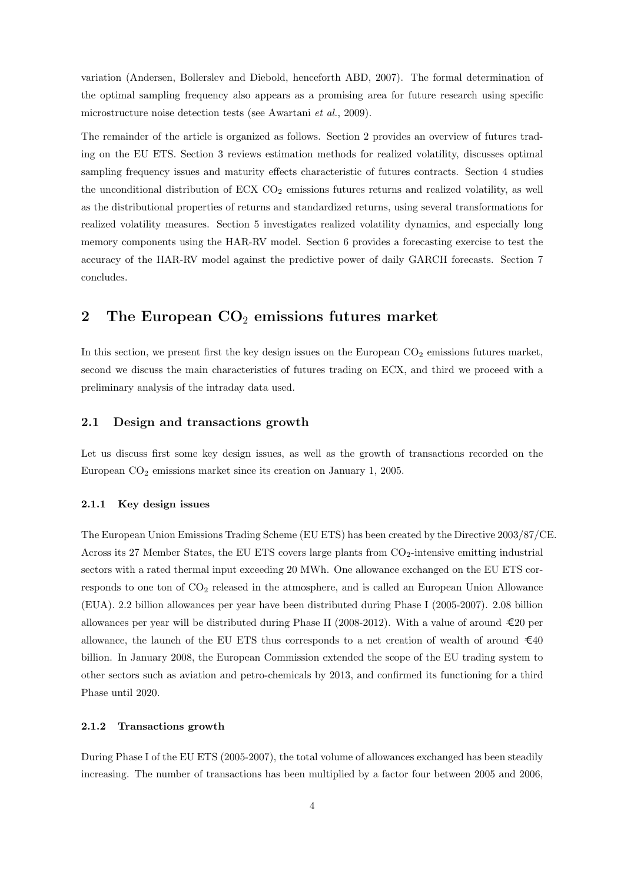variation (Andersen, Bollerslev and Diebold, henceforth ABD, 2007). The formal determination of the optimal sampling frequency also appears as a promising area for future research using specific microstructure noise detection tests (see Awartani *et al.*, 2009).

The remainder of the article is organized as follows. Section 2 provides an overview of futures trading on the EU ETS. Section 3 reviews estimation methods for realized volatility, discusses optimal sampling frequency issues and maturity effects characteristic of futures contracts. Section 4 studies the unconditional distribution of ECX $CO_2$ emissions futures returns and realized volatility, as well as the distributional properties of returns and standardized returns, using several transformations for realized volatility measures. Section 5 investigates realized volatility dynamics, and especially long memory components using the HAR-RV model. Section 6 provides a forecasting exercise to test the accuracy of the HAR-RV model against the predictive power of daily GARCH forecasts. Section 7 concludes.

## 2 The European $CO_2$ emissions futures market

In this section, we present first the key design issues on the European $CO_2$ emissions futures market, second we discuss the main characteristics of futures trading on ECX, and third we proceed with a preliminary analysis of the intraday data used.

### 2.1 Design and transactions growth

Let us discuss first some key design issues, as well as the growth of transactions recorded on the European $CO_2$ emissions market since its creation on January 1, 2005.

#### 2.1.1 Key design issues

The European Union Emissions Trading Scheme (EU ETS) has been created by the Directive 2003/87/CE. Across its 27 Member States, the EU ETS covers large plants from $CO_2$-intensive emitting industrial sectors with a rated thermal input exceeding 20 MWh. One allowance exchanged on the EU ETS corresponds to one ton of $CO_2$ released in the atmosphere, and is called an European Union Allowance (EUA). 2.2 billion allowances per year have been distributed during Phase I (2005-2007). 2.08 billion allowances per year will be distributed during Phase II (2008-2012). With a value of around €20 per allowance, the launch of the EU ETS thus corresponds to a net creation of wealth of around €40 billion. In January 2008, the European Commission extended the scope of the EU trading system to other sectors such as aviation and petro-chemicals by 2013, and confirmed its functioning for a third Phase until 2020.

#### 2.1.2 Transactions growth

During Phase I of the EU ETS (2005-2007), the total volume of allowances exchanged has been steadily increasing. The number of transactions has been multiplied by a factor four between 2005 and 2006,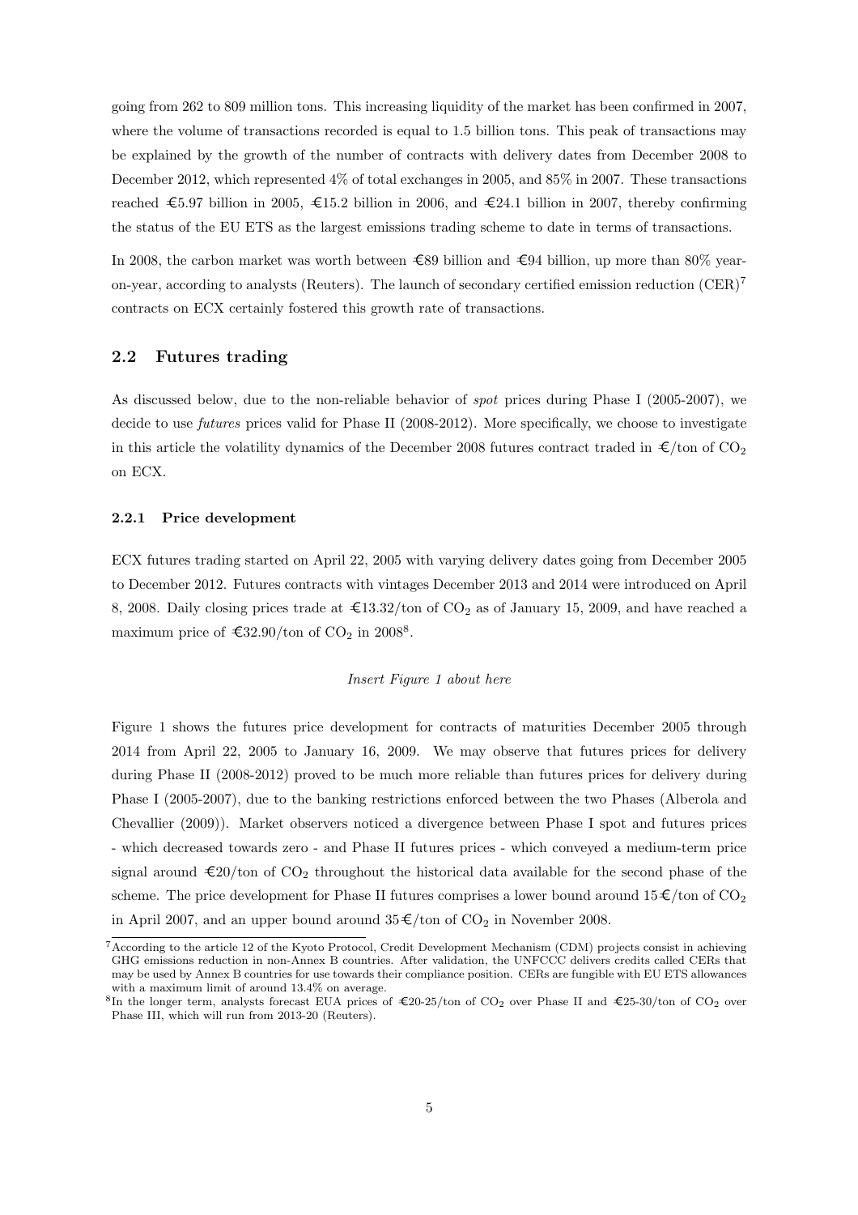going from 262 to 809 million tons. This increasing liquidity of the market has been confirmed in 2007, where the volume of transactions recorded is equal to 1.5 billion tons. This peak of transactions may be explained by the growth of the number of contracts with delivery dates from December 2008 to December 2012, which represented 4% of total exchanges in 2005, and 85% in 2007. These transactions reached €5.97 billion in 2005, €15.2 billion in 2006, and €24.1 billion in 2007, thereby confirming the status of the EU ETS as the largest emissions trading scheme to date in terms of transactions.

In 2008, the carbon market was worth between €89 billion and €94 billion, up more than 80% year-on-year, according to analysts (Reuters). The launch of secondary certified emission reduction (CER)[7] contracts on ECX certainly fostered this growth rate of transactions.

## 2.2 Futures trading

As discussed below, due to the non-reliable behavior of *spot* prices during Phase I (2005-2007), we decide to use *futures* prices valid for Phase II (2008-2012). More specifically, we choose to investigate in this article the volatility dynamics of the December 2008 futures contract traded in €/ton of $CO_2$ on ECX.

### 2.2.1 Price development

ECX futures trading started on April 22, 2005 with varying delivery dates going from December 2005 to December 2012. Futures contracts with vintages December 2013 and 2014 were introduced on April 8, 2008. Daily closing prices trade at €13.32/ton of $CO_2$ as of January 15, 2009, and have reached a maximum price of €32.90/ton of $CO_2$ in 2008[8].

*Insert Figure 1 about here*

Figure 1 shows the futures price development for contracts of maturities December 2005 through 2014 from April 22, 2005 to January 16, 2009. We may observe that futures prices for delivery during Phase II (2008-2012) proved to be much more reliable than futures prices for delivery during Phase I (2005-2007), due to the banking restrictions enforced between the two Phases (Alberola and Chevallier (2009)). Market observers noticed a divergence between Phase I spot and futures prices - which decreased towards zero - and Phase II futures prices - which conveyed a medium-term price signal around €20/ton of $CO_2$ throughout the historical data available for the second phase of the scheme. The price development for Phase II futures comprises a lower bound around 15€/ton of $CO_2$ in April 2007, and an upper bound around 35€/ton of $CO_2$ in November 2008.

---

[7] According to the article 12 of the Kyoto Protocol, Credit Development Mechanism (CDM) projects consist in achieving GHG emissions reduction in non-Annex B countries. After validation, the UNFCCC delivers credits called CERs that may be used by Annex B countries for use towards their compliance position. CERs are fungible with EU ETS allowances with a maximum limit of around 13.4% on average.

[8] In the longer term, analysts forecast EUA prices of €20-25/ton of $CO_2$ over Phase II and €25-30/ton of $CO_2$ over Phase III, which will run from 2013-20 (Reuters).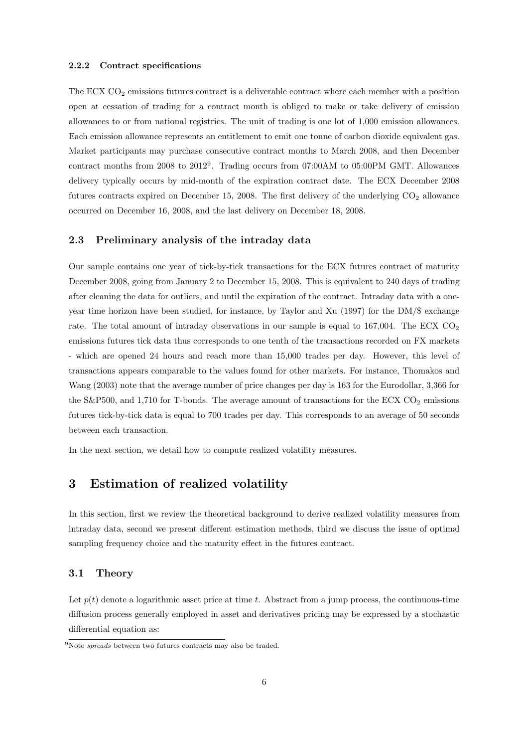#### 2.2.2 Contract specifications

The ECX $CO_2$ emissions futures contract is a deliverable contract where each member with a position open at cessation of trading for a contract month is obliged to make or take delivery of emission allowances to or from national registries. The unit of trading is one lot of 1,000 emission allowances. Each emission allowance represents an entitlement to emit one tonne of carbon dioxide equivalent gas. Market participants may purchase consecutive contract months to March 2008, and then December contract months from 2008 to 2012[9]. Trading occurs from 07:00AM to 05:00PM GMT. Allowances delivery typically occurs by mid-month of the expiration contract date. The ECX December 2008 futures contracts expired on December 15, 2008. The first delivery of the underlying $CO_2$ allowance occurred on December 16, 2008, and the last delivery on December 18, 2008.

### 2.3 Preliminary analysis of the intraday data

Our sample contains one year of tick-by-tick transactions for the ECX futures contract of maturity December 2008, going from January 2 to December 15, 2008. This is equivalent to 240 days of trading after cleaning the data for outliers, and until the expiration of the contract. Intraday data with a one-year time horizon have been studied, for instance, by Taylor and Xu (1997) for the DM/$ exchange rate. The total amount of intraday observations in our sample is equal to 167,004. The ECX $CO_2$ emissions futures tick data thus corresponds to one tenth of the transactions recorded on FX markets - which are opened 24 hours and reach more than 15,000 trades per day. However, this level of transactions appears comparable to the values found for other markets. For instance, Thomakos and Wang (2003) note that the average number of price changes per day is 163 for the Eurodollar, 3,366 for the S&P500, and 1,710 for T-bonds. The average amount of transactions for the ECX $CO_2$ emissions futures tick-by-tick data is equal to 700 trades per day. This corresponds to an average of 50 seconds between each transaction.

In the next section, we detail how to compute realized volatility measures.

## 3 Estimation of realized volatility

In this section, first we review the theoretical background to derive realized volatility measures from intraday data, second we present different estimation methods, third we discuss the issue of optimal sampling frequency choice and the maturity effect in the futures contract.

### 3.1 Theory

Let $p(t)$ denote a logarithmic asset price at time $t$. Abstract from a jump process, the continuous-time diffusion process generally employed in asset and derivatives pricing may be expressed by a stochastic differential equation as:

[9]Note *spreads* between two futures contracts may also be traded.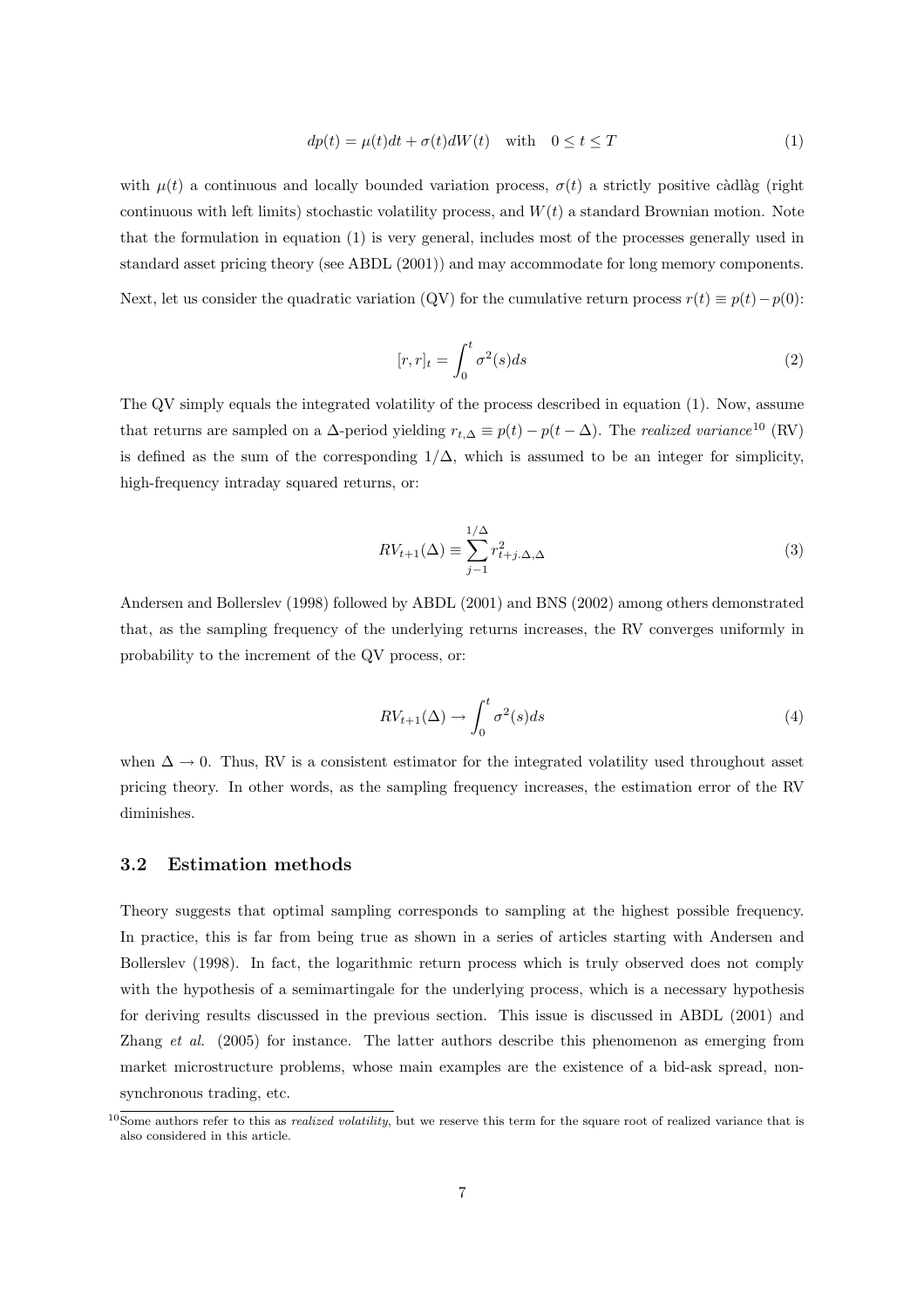$$dp(t) = \mu(t)dt + \sigma(t)dW(t) \quad \text{with} \quad 0 \leq t \leq T \tag{1}$$

with $\mu(t)$ a continuous and locally bounded variation process, $\sigma(t)$ a strictly positive càdlàg (right continuous with left limits) stochastic volatility process, and $W(t)$ a standard Brownian motion. Note that the formulation in equation (1) is very general, includes most of the processes generally used in standard asset pricing theory (see ABDL (2001)) and may accommodate for long memory components.

Next, let us consider the quadratic variation (QV) for the cumulative return process $r(t) \equiv p(t) - p(0)$:

$$[r, r]_t = \int_0^t \sigma^2(s)ds \tag{2}$$

The QV simply equals the integrated volatility of the process described in equation (1). Now, assume that returns are sampled on a $\Delta$-period yielding $r_{t,\Delta} \equiv p(t) - p(t - \Delta)$. The *realized variance*[10] (RV) is defined as the sum of the corresponding $1/\Delta$, which is assumed to be an integer for simplicity, high-frequency intraday squared returns, or:

$$RV_{t+1}(\Delta) \equiv \sum_{j-1}^{1/\Delta} r^2_{t+j.\Delta,\Delta} \tag{3}$$

Andersen and Bollerslev (1998) followed by ABDL (2001) and BNS (2002) among others demonstrated that, as the sampling frequency of the underlying returns increases, the RV converges uniformly in probability to the increment of the QV process, or:

$$RV_{t+1}(\Delta) \rightarrow \int_0^t \sigma^2(s)ds \tag{4}$$

when $\Delta \rightarrow 0$. Thus, RV is a consistent estimator for the integrated volatility used throughout asset pricing theory. In other words, as the sampling frequency increases, the estimation error of the RV diminishes.

### 3.2 Estimation methods

Theory suggests that optimal sampling corresponds to sampling at the highest possible frequency. In practice, this is far from being true as shown in a series of articles starting with Andersen and Bollerslev (1998). In fact, the logarithmic return process which is truly observed does not comply with the hypothesis of a semimartingale for the underlying process, which is a necessary hypothesis for deriving results discussed in the previous section. This issue is discussed in ABDL (2001) and Zhang *et al.* (2005) for instance. The latter authors describe this phenomenon as emerging from market microstructure problems, whose main examples are the existence of a bid-ask spread, non-synchronous trading, etc.

[10] Some authors refer to this as *realized volatility*, but we reserve this term for the square root of realized variance that is also considered in this article.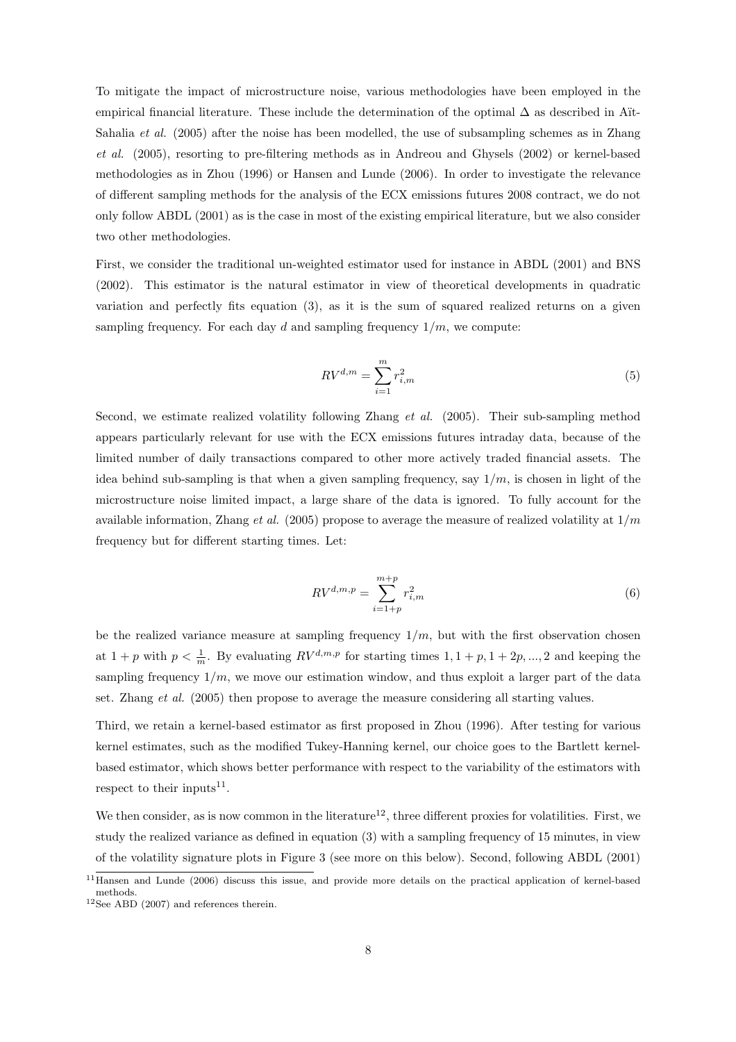To mitigate the impact of microstructure noise, various methodologies have been employed in the empirical financial literature. These include the determination of the optimal $\Delta$ as described in Aït-Sahalia *et al.* (2005) after the noise has been modelled, the use of subsampling schemes as in Zhang *et al.* (2005), resorting to pre-filtering methods as in Andreou and Ghysels (2002) or kernel-based methodologies as in Zhou (1996) or Hansen and Lunde (2006). In order to investigate the relevance of different sampling methods for the analysis of the ECX emissions futures 2008 contract, we do not only follow ABDL (2001) as is the case in most of the existing empirical literature, but we also consider two other methodologies.

First, we consider the traditional un-weighted estimator used for instance in ABDL (2001) and BNS (2002). This estimator is the natural estimator in view of theoretical developments in quadratic variation and perfectly fits equation (3), as it is the sum of squared realized returns on a given sampling frequency. For each day $d$ and sampling frequency $1/m$, we compute:

$$RV^{d,m} = \sum_{i=1}^{m} r_{i,m}^2 \tag{5}$$

Second, we estimate realized volatility following Zhang *et al.* (2005). Their sub-sampling method appears particularly relevant for use with the ECX emissions futures intraday data, because of the limited number of daily transactions compared to other more actively traded financial assets. The idea behind sub-sampling is that when a given sampling frequency, say $1/m$, is chosen in light of the microstructure noise limited impact, a large share of the data is ignored. To fully account for the available information, Zhang *et al.* (2005) propose to average the measure of realized volatility at $1/m$ frequency but for different starting times. Let:

$$RV^{d,m,p} = \sum_{i=1+p}^{m+p} r_{i,m}^2 \tag{6}$$

be the realized variance measure at sampling frequency $1/m$, but with the first observation chosen at $1+p$ with $p < \frac{1}{m}$. By evaluating $RV^{d,m,p}$ for starting times $1, 1+p, 1+2p, ..., 2$ and keeping the sampling frequency $1/m$, we move our estimation window, and thus exploit a larger part of the data set. Zhang *et al.* (2005) then propose to average the measure considering all starting values.

Third, we retain a kernel-based estimator as first proposed in Zhou (1996). After testing for various kernel estimates, such as the modified Tukey-Hanning kernel, our choice goes to the Bartlett kernel-based estimator, which shows better performance with respect to the variability of the estimators with respect to their inputs[11].

We then consider, as is now common in the literature[12], three different proxies for volatilities. First, we study the realized variance as defined in equation (3) with a sampling frequency of 15 minutes, in view of the volatility signature plots in Figure 3 (see more on this below). Second, following ABDL (2001)

[11] Hansen and Lunde (2006) discuss this issue, and provide more details on the practical application of kernel-based methods.

[12] See ABD (2007) and references therein.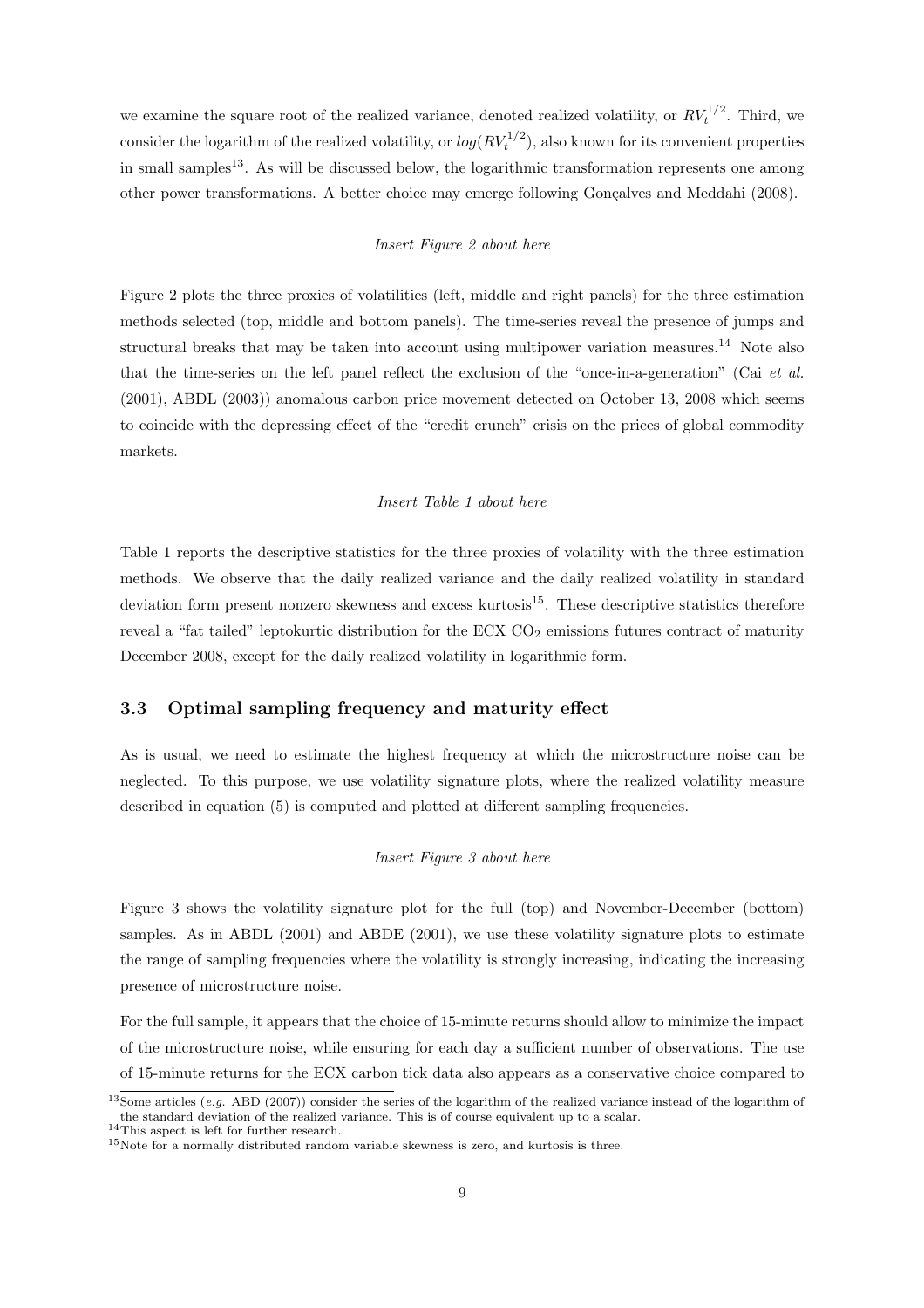we examine the square root of the realized variance, denoted realized volatility, or $RV_t^{1/2}$. Third, we consider the logarithm of the realized volatility, or $log(RV_t^{1/2})$, also known for its convenient properties in small samples[13]. As will be discussed below, the logarithmic transformation represents one among other power transformations. A better choice may emerge following Gonçalves and Meddahi (2008).

*Insert Figure 2 about here*

Figure 2 plots the three proxies of volatilities (left, middle and right panels) for the three estimation methods selected (top, middle and bottom panels). The time-series reveal the presence of jumps and structural breaks that may be taken into account using multipower variation measures.[14] Note also that the time-series on the left panel reflect the exclusion of the "once-in-a-generation" (Cai *et al.* (2001), ABDL (2003)) anomalous carbon price movement detected on October 13, 2008 which seems to coincide with the depressing effect of the "credit crunch" crisis on the prices of global commodity markets.

*Insert Table 1 about here*

Table 1 reports the descriptive statistics for the three proxies of volatility with the three estimation methods. We observe that the daily realized variance and the daily realized volatility in standard deviation form present nonzero skewness and excess kurtosis[15]. These descriptive statistics therefore reveal a "fat tailed" leptokurtic distribution for the ECX $CO_2$ emissions futures contract of maturity December 2008, except for the daily realized volatility in logarithmic form.

### 3.3 Optimal sampling frequency and maturity effect

As is usual, we need to estimate the highest frequency at which the microstructure noise can be neglected. To this purpose, we use volatility signature plots, where the realized volatility measure described in equation (5) is computed and plotted at different sampling frequencies.

*Insert Figure 3 about here*

Figure 3 shows the volatility signature plot for the full (top) and November-December (bottom) samples. As in ABDL (2001) and ABDE (2001), we use these volatility signature plots to estimate the range of sampling frequencies where the volatility is strongly increasing, indicating the increasing presence of microstructure noise.

For the full sample, it appears that the choice of 15-minute returns should allow to minimize the impact of the microstructure noise, while ensuring for each day a sufficient number of observations. The use of 15-minute returns for the ECX carbon tick data also appears as a conservative choice compared to

[13] Some articles (*e.g.* ABD (2007)) consider the series of the logarithm of the realized variance instead of the logarithm of the standard deviation of the realized variance. This is of course equivalent up to a scalar.

[14] This aspect is left for further research.

[15] Note for a normally distributed random variable skewness is zero, and kurtosis is three.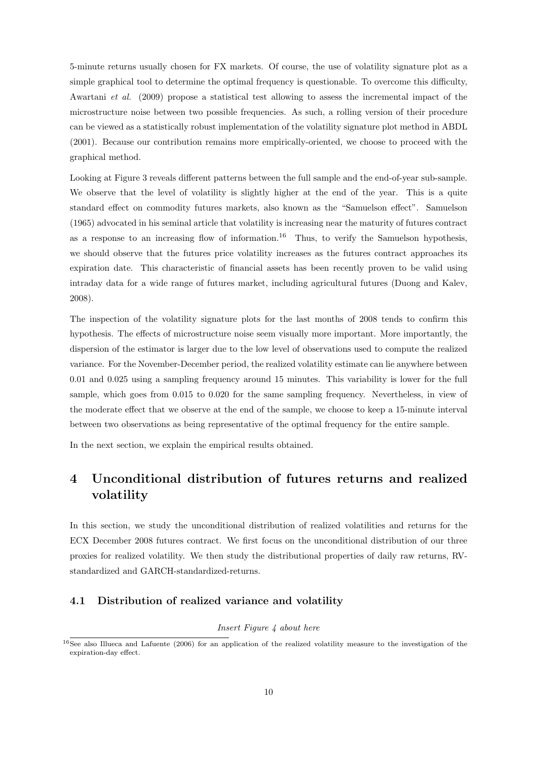5-minute returns usually chosen for FX markets. Of course, the use of volatility signature plot as a simple graphical tool to determine the optimal frequency is questionable. To overcome this difficulty, Awartani *et al.* (2009) propose a statistical test allowing to assess the incremental impact of the microstructure noise between two possible frequencies. As such, a rolling version of their procedure can be viewed as a statistically robust implementation of the volatility signature plot method in ABDL (2001). Because our contribution remains more empirically-oriented, we choose to proceed with the graphical method.

Looking at Figure 3 reveals different patterns between the full sample and the end-of-year sub-sample. We observe that the level of volatility is slightly higher at the end of the year. This is a quite standard effect on commodity futures markets, also known as the "Samuelson effect". Samuelson (1965) advocated in his seminal article that volatility is increasing near the maturity of futures contract as a response to an increasing flow of information.[16] Thus, to verify the Samuelson hypothesis, we should observe that the futures price volatility increases as the futures contract approaches its expiration date. This characteristic of financial assets has been recently proven to be valid using intraday data for a wide range of futures market, including agricultural futures (Duong and Kalev, 2008).

The inspection of the volatility signature plots for the last months of 2008 tends to confirm this hypothesis. The effects of microstructure noise seem visually more important. More importantly, the dispersion of the estimator is larger due to the low level of observations used to compute the realized variance. For the November-December period, the realized volatility estimate can lie anywhere between 0.01 and 0.025 using a sampling frequency around 15 minutes. This variability is lower for the full sample, which goes from 0.015 to 0.020 for the same sampling frequency. Nevertheless, in view of the moderate effect that we observe at the end of the sample, we choose to keep a 15-minute interval between two observations as being representative of the optimal frequency for the entire sample.

In the next section, we explain the empirical results obtained.

# 4 Unconditional distribution of futures returns and realized volatility

In this section, we study the unconditional distribution of realized volatilities and returns for the ECX December 2008 futures contract. We first focus on the unconditional distribution of our three proxies for realized volatility. We then study the distributional properties of daily raw returns, RV-standardized and GARCH-standardized-returns.

## 4.1 Distribution of realized variance and volatility

*Insert Figure 4 about here*

[16] See also Illueca and Lafuente (2006) for an application of the realized volatility measure to the investigation of the expiration-day effect.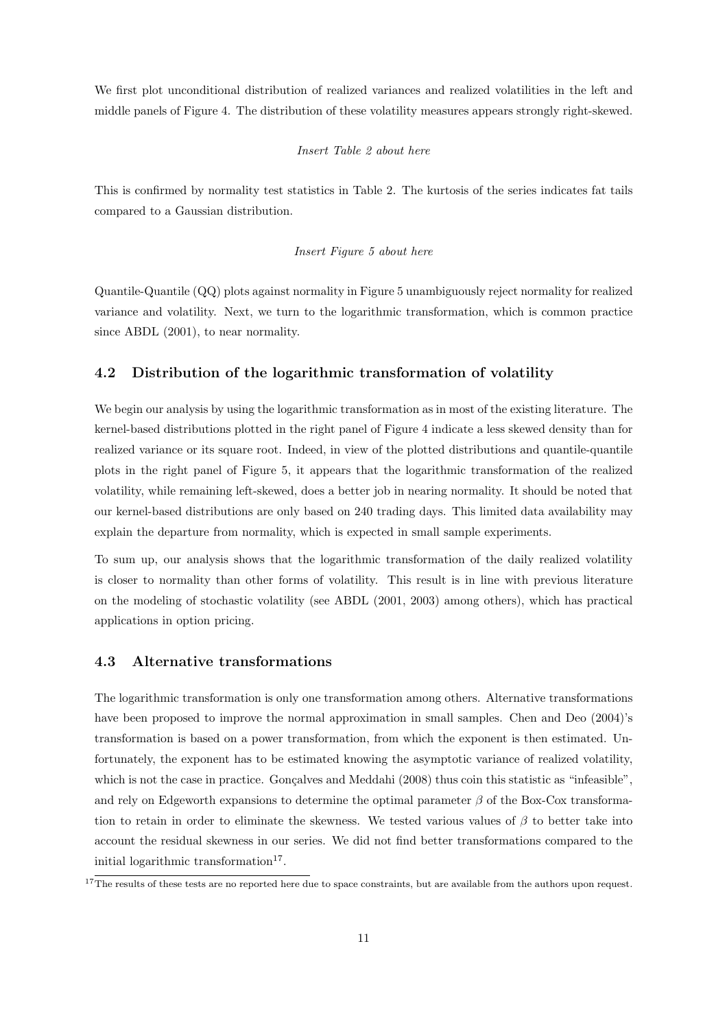We first plot unconditional distribution of realized variances and realized volatilities in the left and middle panels of Figure 4. The distribution of these volatility measures appears strongly right-skewed.

*Insert Table 2 about here*

This is confirmed by normality test statistics in Table 2. The kurtosis of the series indicates fat tails compared to a Gaussian distribution.

*Insert Figure 5 about here*

Quantile-Quantile (QQ) plots against normality in Figure 5 unambiguously reject normality for realized variance and volatility. Next, we turn to the logarithmic transformation, which is common practice since ABDL (2001), to near normality.

### 4.2 Distribution of the logarithmic transformation of volatility

We begin our analysis by using the logarithmic transformation as in most of the existing literature. The kernel-based distributions plotted in the right panel of Figure 4 indicate a less skewed density than for realized variance or its square root. Indeed, in view of the plotted distributions and quantile-quantile plots in the right panel of Figure 5, it appears that the logarithmic transformation of the realized volatility, while remaining left-skewed, does a better job in nearing normality. It should be noted that our kernel-based distributions are only based on 240 trading days. This limited data availability may explain the departure from normality, which is expected in small sample experiments.

To sum up, our analysis shows that the logarithmic transformation of the daily realized volatility is closer to normality than other forms of volatility. This result is in line with previous literature on the modeling of stochastic volatility (see ABDL (2001, 2003) among others), which has practical applications in option pricing.

### 4.3 Alternative transformations

The logarithmic transformation is only one transformation among others. Alternative transformations have been proposed to improve the normal approximation in small samples. Chen and Deo (2004)'s transformation is based on a power transformation, from which the exponent is then estimated. Unfortunately, the exponent has to be estimated knowing the asymptotic variance of realized volatility, which is not the case in practice. Gonçalves and Meddahi (2008) thus coin this statistic as "infeasible", and rely on Edgeworth expansions to determine the optimal parameter $\beta$ of the Box-Cox transformation to retain in order to eliminate the skewness. We tested various values of $\beta$ to better take into account the residual skewness in our series. We did not find better transformations compared to the initial logarithmic transformation[17].

[17] The results of these tests are no reported here due to space constraints, but are available from the authors upon request.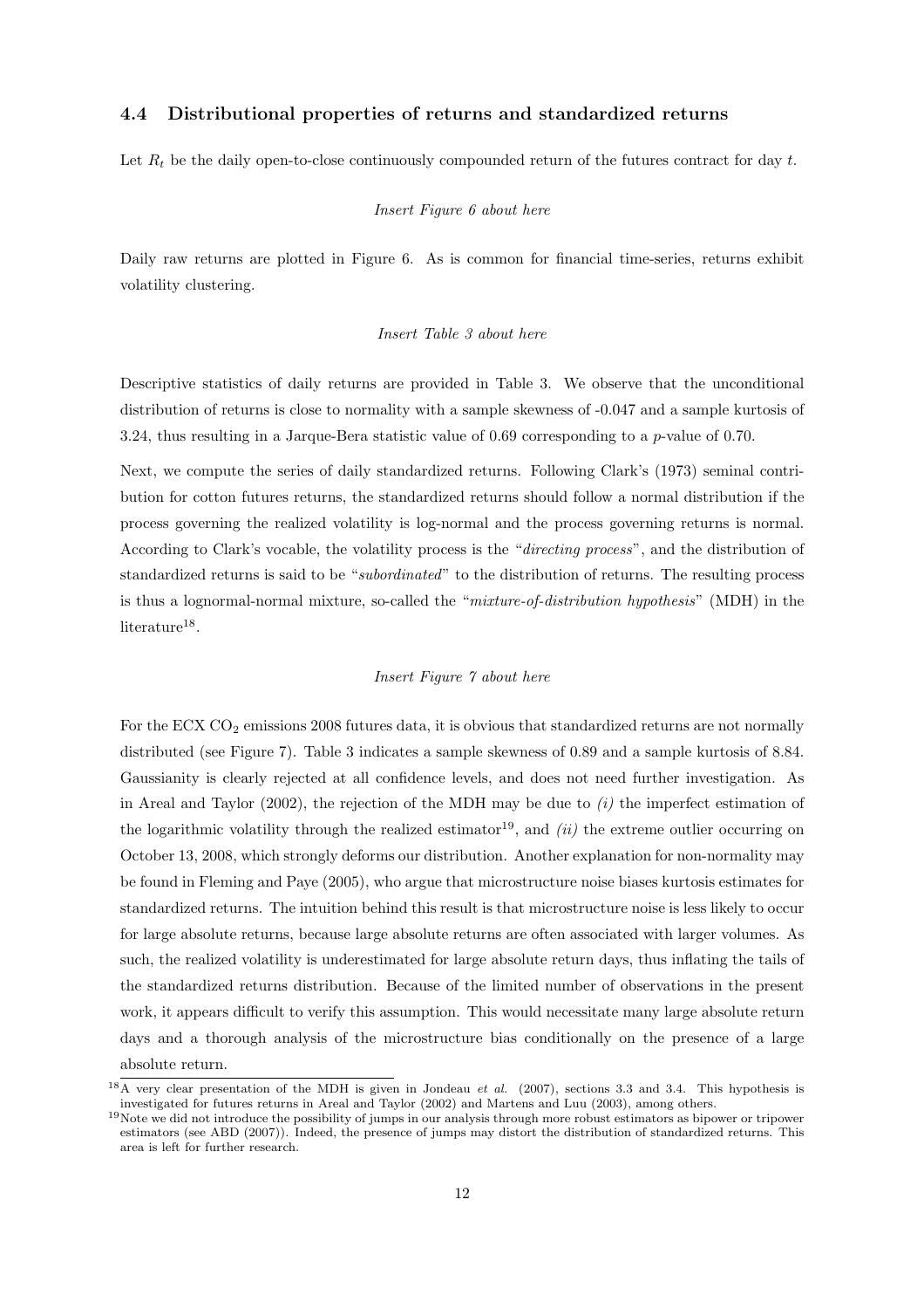### 4.4 Distributional properties of returns and standardized returns

Let $R_t$ be the daily open-to-close continuously compounded return of the futures contract for day $t$.

*Insert Figure 6 about here*

Daily raw returns are plotted in Figure 6. As is common for financial time-series, returns exhibit volatility clustering.

*Insert Table 3 about here*

Descriptive statistics of daily returns are provided in Table 3. We observe that the unconditional distribution of returns is close to normality with a sample skewness of -0.047 and a sample kurtosis of 3.24, thus resulting in a Jarque-Bera statistic value of 0.69 corresponding to a $p$-value of 0.70.

Next, we compute the series of daily standardized returns. Following Clark's (1973) seminal contribution for cotton futures returns, the standardized returns should follow a normal distribution if the process governing the realized volatility is log-normal and the process governing returns is normal. According to Clark's vocable, the volatility process is the "*directing process*", and the distribution of standardized returns is said to be "*subordinated*" to the distribution of returns. The resulting process is thus a lognormal-normal mixture, so-called the "*mixture-of-distribution hypothesis*" (MDH) in the literature[18].

*Insert Figure 7 about here*

For the ECX $CO_2$ emissions 2008 futures data, it is obvious that standardized returns are not normally distributed (see Figure 7). Table 3 indicates a sample skewness of 0.89 and a sample kurtosis of 8.84. Gaussianity is clearly rejected at all confidence levels, and does not need further investigation. As in Areal and Taylor (2002), the rejection of the MDH may be due to *(i)* the imperfect estimation of the logarithmic volatility through the realized estimator[19], and *(ii)* the extreme outlier occurring on October 13, 2008, which strongly deforms our distribution. Another explanation for non-normality may be found in Fleming and Paye (2005), who argue that microstructure noise biases kurtosis estimates for standardized returns. The intuition behind this result is that microstructure noise is less likely to occur for large absolute returns, because large absolute returns are often associated with larger volumes. As such, the realized volatility is underestimated for large absolute return days, thus inflating the tails of the standardized returns distribution. Because of the limited number of observations in the present work, it appears difficult to verify this assumption. This would necessitate many large absolute return days and a thorough analysis of the microstructure bias conditionally on the presence of a large absolute return.

[18] A very clear presentation of the MDH is given in Jondeau *et al.* (2007), sections 3.3 and 3.4. This hypothesis is investigated for futures returns in Areal and Taylor (2002) and Martens and Luu (2003), among others.

[19] Note we did not introduce the possibility of jumps in our analysis through more robust estimators as bipower or tripower estimators (see ABD (2007)). Indeed, the presence of jumps may distort the distribution of standardized returns. This area is left for further research.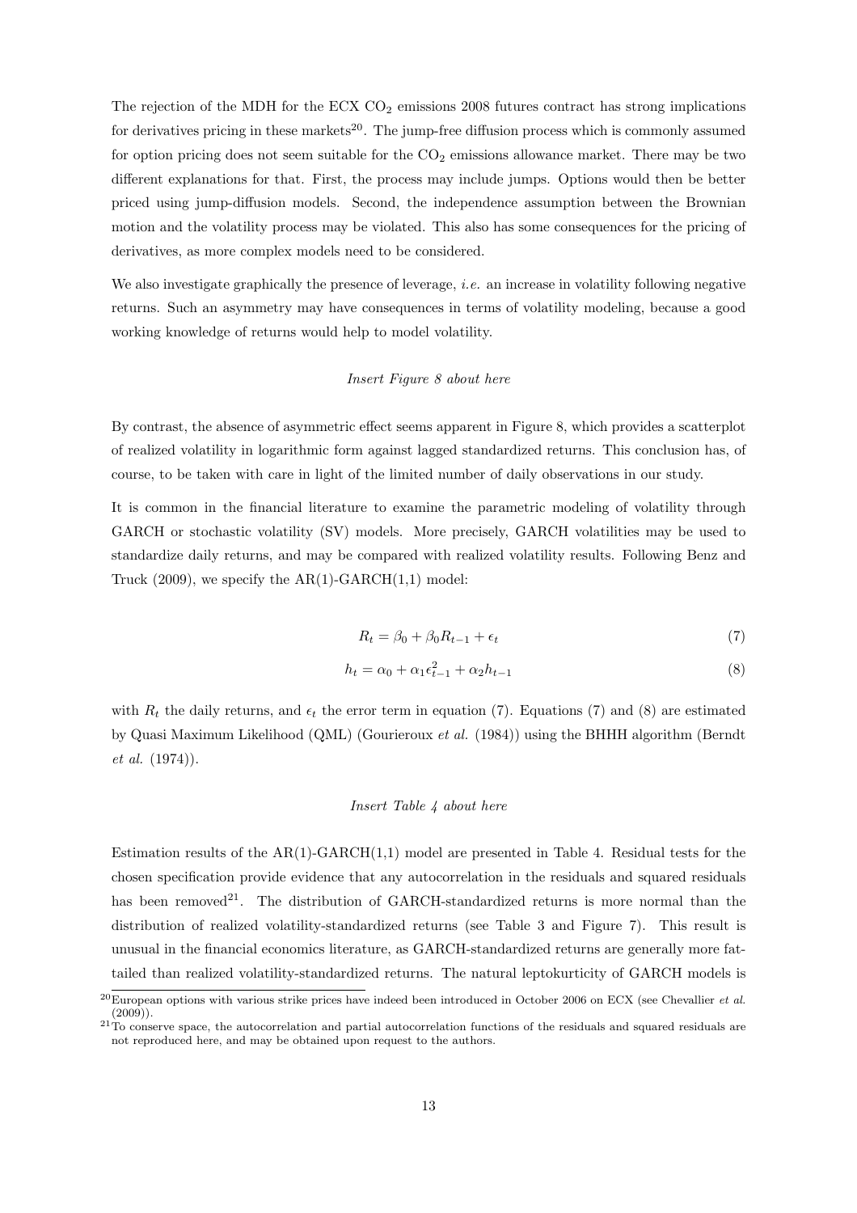The rejection of the MDH for the ECX $CO_2$ emissions 2008 futures contract has strong implications for derivatives pricing in these markets[20]. The jump-free diffusion process which is commonly assumed for option pricing does not seem suitable for the $CO_2$ emissions allowance market. There may be two different explanations for that. First, the process may include jumps. Options would then be better priced using jump-diffusion models. Second, the independence assumption between the Brownian motion and the volatility process may be violated. This also has some consequences for the pricing of derivatives, as more complex models need to be considered.

We also investigate graphically the presence of leverage, *i.e.* an increase in volatility following negative returns. Such an asymmetry may have consequences in terms of volatility modeling, because a good working knowledge of returns would help to model volatility.

*Insert Figure 8 about here*

By contrast, the absence of asymmetric effect seems apparent in Figure 8, which provides a scatterplot of realized volatility in logarithmic form against lagged standardized returns. This conclusion has, of course, to be taken with care in light of the limited number of daily observations in our study.

It is common in the financial literature to examine the parametric modeling of volatility through GARCH or stochastic volatility (SV) models. More precisely, GARCH volatilities may be used to standardize daily returns, and may be compared with realized volatility results. Following Benz and Truck (2009), we specify the AR(1)-GARCH(1,1) model:

$$R_t = \beta_0 + \beta_0 R_{t-1} + \epsilon_t \tag{7}$$

$$h_t = \alpha_0 + \alpha_1 \epsilon_{t-1}^2 + \alpha_2 h_{t-1} \tag{8}$$

with $R_t$ the daily returns, and $\epsilon_t$ the error term in equation (7). Equations (7) and (8) are estimated by Quasi Maximum Likelihood (QML) (Gourieroux *et al.* (1984)) using the BHHH algorithm (Berndt *et al.* (1974)).

*Insert Table 4 about here*

Estimation results of the AR(1)-GARCH(1,1) model are presented in Table 4. Residual tests for the chosen specification provide evidence that any autocorrelation in the residuals and squared residuals has been removed[21]. The distribution of GARCH-standardized returns is more normal than the distribution of realized volatility-standardized returns (see Table 3 and Figure 7). This result is unusual in the financial economics literature, as GARCH-standardized returns are generally more fat-tailed than realized volatility-standardized returns. The natural leptokurticity of GARCH models is

[20] European options with various strike prices have indeed been introduced in October 2006 on ECX (see Chevallier *et al.* (2009)).

[21] To conserve space, the autocorrelation and partial autocorrelation functions of the residuals and squared residuals are not reproduced here, and may be obtained upon request to the authors.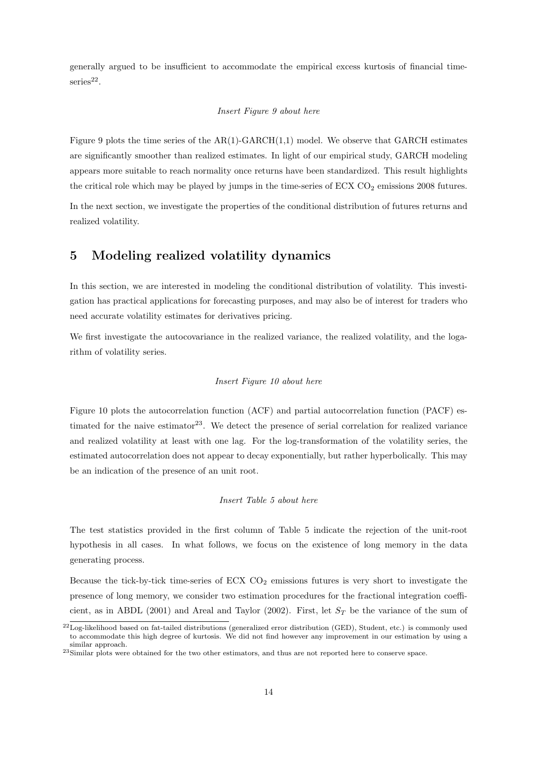generally argued to be insufficient to accommodate the empirical excess kurtosis of financial time-series[22].

*Insert Figure 9 about here*

Figure 9 plots the time series of the AR(1)-GARCH(1,1) model. We observe that GARCH estimates are significantly smoother than realized estimates. In light of our empirical study, GARCH modeling appears more suitable to reach normality once returns have been standardized. This result highlights the critical role which may be played by jumps in the time-series of ECX $CO_2$ emissions 2008 futures.

In the next section, we investigate the properties of the conditional distribution of futures returns and realized volatility.

# 5 Modeling realized volatility dynamics

In this section, we are interested in modeling the conditional distribution of volatility. This investigation has practical applications for forecasting purposes, and may also be of interest for traders who need accurate volatility estimates for derivatives pricing.

We first investigate the autocovariance in the realized variance, the realized volatility, and the logarithm of volatility series.

*Insert Figure 10 about here*

Figure 10 plots the autocorrelation function (ACF) and partial autocorrelation function (PACF) estimated for the naive estimator[23]. We detect the presence of serial correlation for realized variance and realized volatility at least with one lag. For the log-transformation of the volatility series, the estimated autocorrelation does not appear to decay exponentially, but rather hyperbolically. This may be an indication of the presence of an unit root.

*Insert Table 5 about here*

The test statistics provided in the first column of Table 5 indicate the rejection of the unit-root hypothesis in all cases. In what follows, we focus on the existence of long memory in the data generating process.

Because the tick-by-tick time-series of ECX $CO_2$ emissions futures is very short to investigate the presence of long memory, we consider two estimation procedures for the fractional integration coefficient, as in ABDL (2001) and Areal and Taylor (2002). First, let $S_T$ be the variance of the sum of

[22] Log-likelihood based on fat-tailed distributions (generalized error distribution (GED), Student, etc.) is commonly used to accommodate this high degree of kurtosis. We did not find however any improvement in our estimation by using a similar approach.

[23] Similar plots were obtained for the two other estimators, and thus are not reported here to conserve space.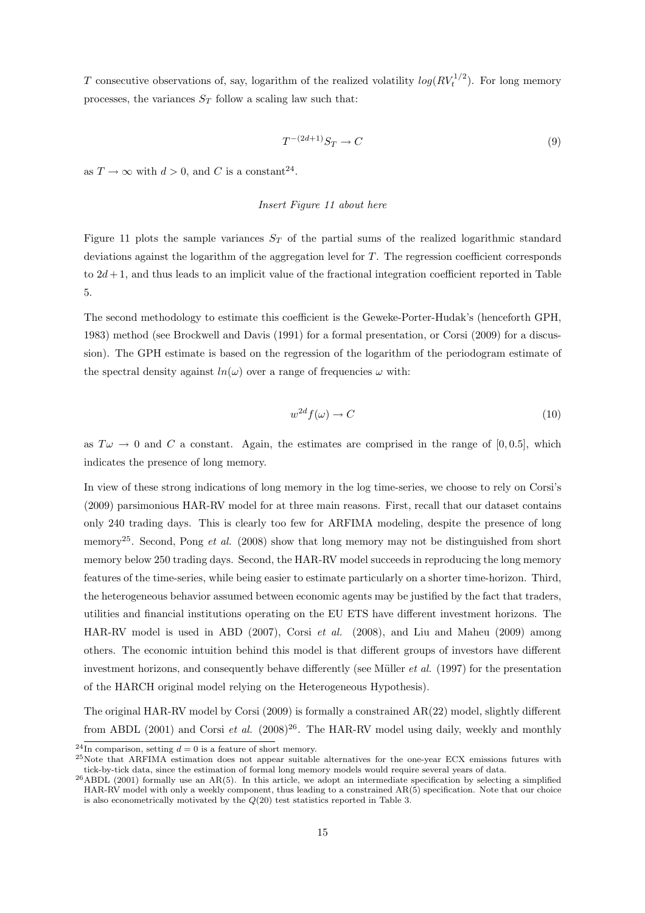$T$ consecutive observations of, say, logarithm of the realized volatility $log(RV_t^{1/2})$. For long memory processes, the variances $S_T$ follow a scaling law such that:

$$T^{-(2d+1)}S_T \rightarrow C \tag{9}$$

as $T \rightarrow \infty$ with $d > 0$, and $C$ is a constant[24].

*Insert Figure 11 about here*

Figure 11 plots the sample variances $S_T$ of the partial sums of the realized logarithmic standard deviations against the logarithm of the aggregation level for $T$. The regression coefficient corresponds to $2d + 1$, and thus leads to an implicit value of the fractional integration coefficient reported in Table 5.

The second methodology to estimate this coefficient is the Geweke-Porter-Hudak's (henceforth GPH, 1983) method (see Brockwell and Davis (1991) for a formal presentation, or Corsi (2009) for a discussion). The GPH estimate is based on the regression of the logarithm of the periodogram estimate of the spectral density against $ln(\omega)$ over a range of frequencies $\omega$ with:

$$w^{2d}f(\omega) \rightarrow C \tag{10}$$

as $T\omega \rightarrow 0$ and $C$ a constant. Again, the estimates are comprised in the range of $[0, 0.5]$, which indicates the presence of long memory.

In view of these strong indications of long memory in the log time-series, we choose to rely on Corsi's (2009) parsimonious HAR-RV model for at three main reasons. First, recall that our dataset contains only 240 trading days. This is clearly too few for ARFIMA modeling, despite the presence of long memory[25]. Second, Pong *et al.* (2008) show that long memory may not be distinguished from short memory below 250 trading days. Second, the HAR-RV model succeeds in reproducing the long memory features of the time-series, while being easier to estimate particularly on a shorter time-horizon. Third, the heterogeneous behavior assumed between economic agents may be justified by the fact that traders, utilities and financial institutions operating on the EU ETS have different investment horizons. The HAR-RV model is used in ABD (2007), Corsi *et al.* (2008), and Liu and Maheu (2009) among others. The economic intuition behind this model is that different groups of investors have different investment horizons, and consequently behave differently (see Müller *et al.* (1997) for the presentation of the HARCH original model relying on the Heterogeneous Hypothesis).

The original HAR-RV model by Corsi (2009) is formally a constrained AR(22) model, slightly different from ABDL (2001) and Corsi *et al.* (2008)[26]. The HAR-RV model using daily, weekly and monthly

[24] In comparison, setting $d = 0$ is a feature of short memory.

[25] Note that ARFIMA estimation does not appear suitable alternatives for the one-year ECX emissions futures with tick-by-tick data, since the estimation of formal long memory models would require several years of data.

[26] ABDL (2001) formally use an AR(5). In this article, we adopt an intermediate specification by selecting a simplified HAR-RV model with only a weekly component, thus leading to a constrained AR(5) specification. Note that our choice is also econometrically motivated by the $Q(20)$ test statistics reported in Table 3.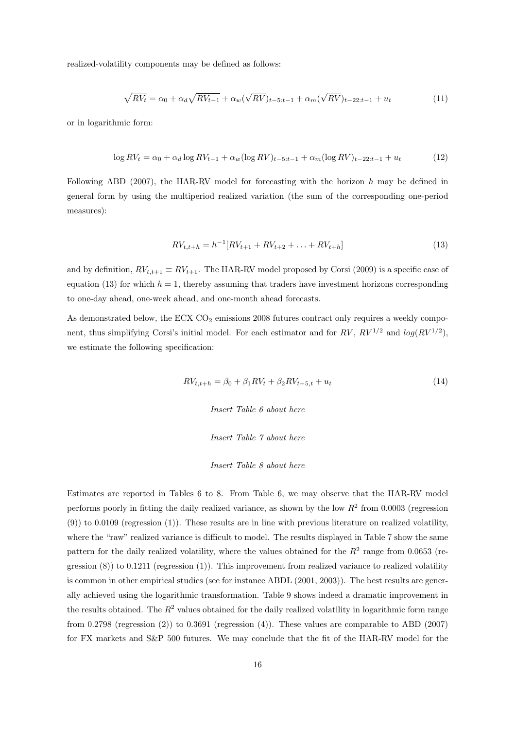realized-volatility components may be defined as follows:

$$\sqrt{RV_t} = \alpha_0 + \alpha_d \sqrt{RV_{t-1}} + \alpha_w (\sqrt{RV})_{t-5:t-1} + \alpha_m (\sqrt{RV})_{t-22:t-1} + u_t \tag{11}$$

or in logarithmic form:

$$\log RV_t = \alpha_0 + \alpha_d \log RV_{t-1} + \alpha_w (\log RV)_{t-5:t-1} + \alpha_m (\log RV)_{t-22:t-1} + u_t \tag{12}$$

Following ABD (2007), the HAR-RV model for forecasting with the horizon $h$ may be defined in general form by using the multiperiod realized variation (the sum of the corresponding one-period measures):

$$RV_{t,t+h} = h^{-1}[RV_{t+1} + RV_{t+2} + \ldots + RV_{t+h}] \tag{13}$$

and by definition, $RV_{t,t+1} \equiv RV_{t+1}$. The HAR-RV model proposed by Corsi (2009) is a specific case of equation (13) for which $h = 1$, thereby assuming that traders have investment horizons corresponding to one-day ahead, one-week ahead, and one-month ahead forecasts.

As demonstrated below, the ECX $CO_2$ emissions 2008 futures contract only requires a weekly component, thus simplifying Corsi's initial model. For each estimator and for $RV$, $RV^{1/2}$ and $log(RV^{1/2})$, we estimate the following specification:

$$RV_{t,t+h} = \beta_0 + \beta_1 RV_t + \beta_2 RV_{t-5,t} + u_t \tag{14}$$

*Insert Table 6 about here*

*Insert Table 7 about here*

*Insert Table 8 about here*

Estimates are reported in Tables 6 to 8. From Table 6, we may observe that the HAR-RV model performs poorly in fitting the daily realized variance, as shown by the low $R^2$ from 0.0003 (regression (9)) to 0.0109 (regression (1)). These results are in line with previous literature on realized volatility, where the "raw" realized variance is difficult to model. The results displayed in Table 7 show the same pattern for the daily realized volatility, where the values obtained for the $R^2$ range from 0.0653 (regression (8)) to 0.1211 (regression (1)). This improvement from realized variance to realized volatility is common in other empirical studies (see for instance ABDL (2001, 2003)). The best results are generally achieved using the logarithmic transformation. Table 9 shows indeed a dramatic improvement in the results obtained. The $R^2$ values obtained for the daily realized volatility in logarithmic form range from 0.2798 (regression (2)) to 0.3691 (regression (4)). These values are comparable to ABD (2007) for FX markets and S&P 500 futures. We may conclude that the fit of the HAR-RV model for the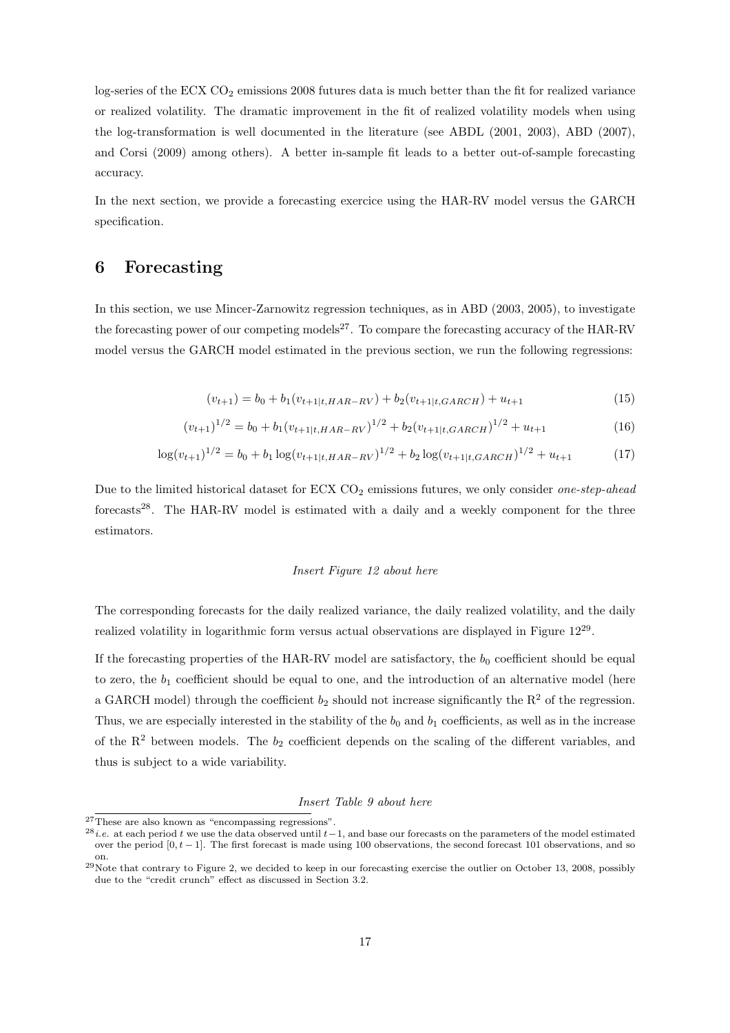log-series of the ECX $CO_2$ emissions 2008 futures data is much better than the fit for realized variance or realized volatility. The dramatic improvement in the fit of realized volatility models when using the log-transformation is well documented in the literature (see ABDL (2001, 2003), ABD (2007), and Corsi (2009) among others). A better in-sample fit leads to a better out-of-sample forecasting accuracy.

In the next section, we provide a forecasting exercice using the HAR-RV model versus the GARCH specification.

# 6 Forecasting

In this section, we use Mincer-Zarnowitz regression techniques, as in ABD (2003, 2005), to investigate the forecasting power of our competing models[27]. To compare the forecasting accuracy of the HAR-RV model versus the GARCH model estimated in the previous section, we run the following regressions:

$$(v_{t+1}) = b_0 + b_1(v_{t+1|t,HAR-RV}) + b_2(v_{t+1|t,GARCH}) + u_{t+1} \tag{15}$$

$$(v_{t+1})^{1/2} = b_0 + b_1(v_{t+1|t,HAR-RV})^{1/2} + b_2(v_{t+1|t,GARCH})^{1/2} + u_{t+1} \tag{16}$$

$$\log(v_{t+1})^{1/2} = b_0 + b_1 \log(v_{t+1|t,HAR-RV})^{1/2} + b_2 \log(v_{t+1|t,GARCH})^{1/2} + u_{t+1} \tag{17}$$

Due to the limited historical dataset for ECX $CO_2$ emissions futures, we only consider *one-step-ahead* forecasts[28]. The HAR-RV model is estimated with a daily and a weekly component for the three estimators.

*Insert Figure 12 about here*

The corresponding forecasts for the daily realized variance, the daily realized volatility, and the daily realized volatility in logarithmic form versus actual observations are displayed in Figure 12[29].

If the forecasting properties of the HAR-RV model are satisfactory, the $b_0$ coefficient should be equal to zero, the $b_1$ coefficient should be equal to one, and the introduction of an alternative model (here a GARCH model) through the coefficient $b_2$ should not increase significantly the $R^2$ of the regression. Thus, we are especially interested in the stability of the $b_0$ and $b_1$ coefficients, as well as in the increase of the $R^2$ between models. The $b_2$ coefficient depends on the scaling of the different variables, and thus is subject to a wide variability.

*Insert Table 9 about here*

[27] These are also known as "encompassing regressions".

[28] *i.e.* at each period $t$ we use the data observed until $t-1$, and base our forecasts on the parameters of the model estimated over the period $[0, t-1]$. The first forecast is made using 100 observations, the second forecast 101 observations, and so on.

[29] Note that contrary to Figure 2, we decided to keep in our forecasting exercise the outlier on October 13, 2008, possibly due to the "credit crunch" effect as discussed in Section 3.2.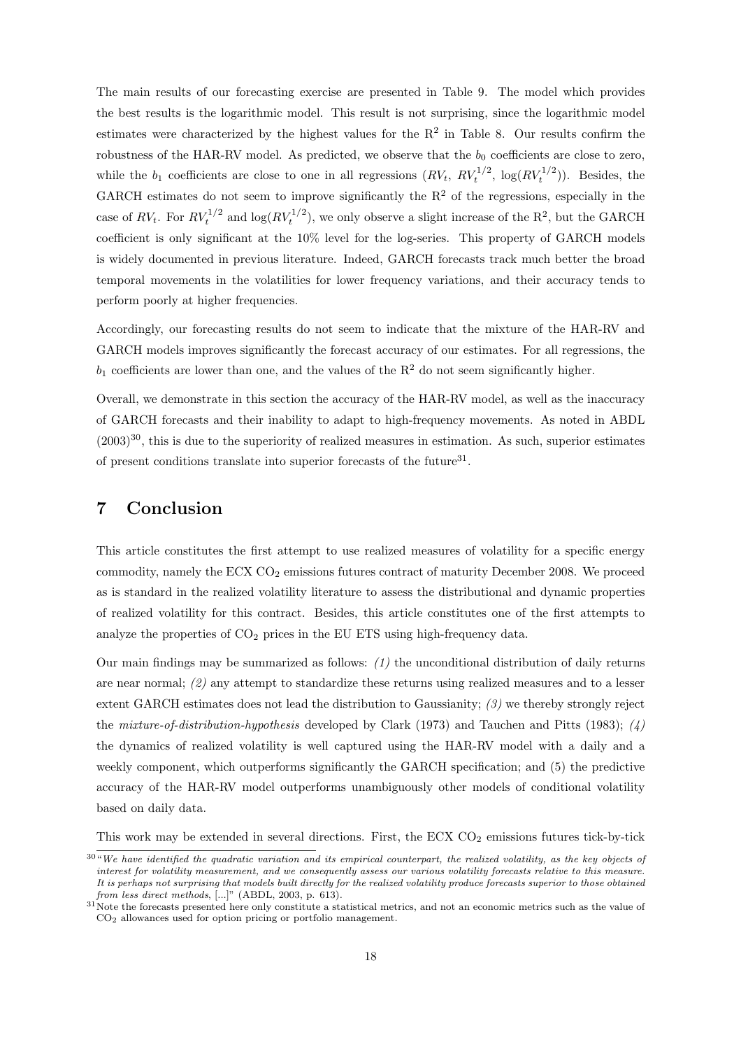The main results of our forecasting exercise are presented in Table 9. The model which provides the best results is the logarithmic model. This result is not surprising, since the logarithmic model estimates were characterized by the highest values for the $R^2$ in Table 8. Our results confirm the robustness of the HAR-RV model. As predicted, we observe that the $b_0$ coefficients are close to zero, while the $b_1$ coefficients are close to one in all regressions ($RV_t$, $RV_t^{1/2}$, $\log(RV_t^{1/2})$). Besides, the GARCH estimates do not seem to improve significantly the $R^2$ of the regressions, especially in the case of $RV_t$. For $RV_t^{1/2}$ and $\log(RV_t^{1/2})$, we only observe a slight increase of the $R^2$, but the GARCH coefficient is only significant at the 10% level for the log-series. This property of GARCH models is widely documented in previous literature. Indeed, GARCH forecasts track much better the broad temporal movements in the volatilities for lower frequency variations, and their accuracy tends to perform poorly at higher frequencies.

Accordingly, our forecasting results do not seem to indicate that the mixture of the HAR-RV and GARCH models improves significantly the forecast accuracy of our estimates. For all regressions, the $b_1$ coefficients are lower than one, and the values of the $R^2$ do not seem significantly higher.

Overall, we demonstrate in this section the accuracy of the HAR-RV model, as well as the inaccuracy of GARCH forecasts and their inability to adapt to high-frequency movements. As noted in ABDL (2003)[30], this is due to the superiority of realized measures in estimation. As such, superior estimates of present conditions translate into superior forecasts of the future[31].

# 7 Conclusion

This article constitutes the first attempt to use realized measures of volatility for a specific energy commodity, namely the ECX $CO_2$ emissions futures contract of maturity December 2008. We proceed as is standard in the realized volatility literature to assess the distributional and dynamic properties of realized volatility for this contract. Besides, this article constitutes one of the first attempts to analyze the properties of $CO_2$ prices in the EU ETS using high-frequency data.

Our main findings may be summarized as follows: *(1)* the unconditional distribution of daily returns are near normal; *(2)* any attempt to standardize these returns using realized measures and to a lesser extent GARCH estimates does not lead the distribution to Gaussianity; *(3)* we thereby strongly reject the *mixture-of-distribution-hypothesis* developed by Clark (1973) and Tauchen and Pitts (1983); *(4)* the dynamics of realized volatility is well captured using the HAR-RV model with a daily and a weekly component, which outperforms significantly the GARCH specification; and (5) the predictive accuracy of the HAR-RV model outperforms unambiguously other models of conditional volatility based on daily data.

This work may be extended in several directions. First, the ECX $CO_2$ emissions futures tick-by-tick

[30] "*We have identified the quadratic variation and its empirical counterpart, the realized volatility, as the key objects of interest for volatility measurement, and we consequently assess our various volatility forecasts relative to this measure. It is perhaps not surprising that models built directly for the realized volatility produce forecasts superior to those obtained from less direct methods*, [...]" (ABDL, 2003, p. 613).

[31] Note the forecasts presented here only constitute a statistical metrics, and not an economic metrics such as the value of $CO_2$ allowances used for option pricing or portfolio management.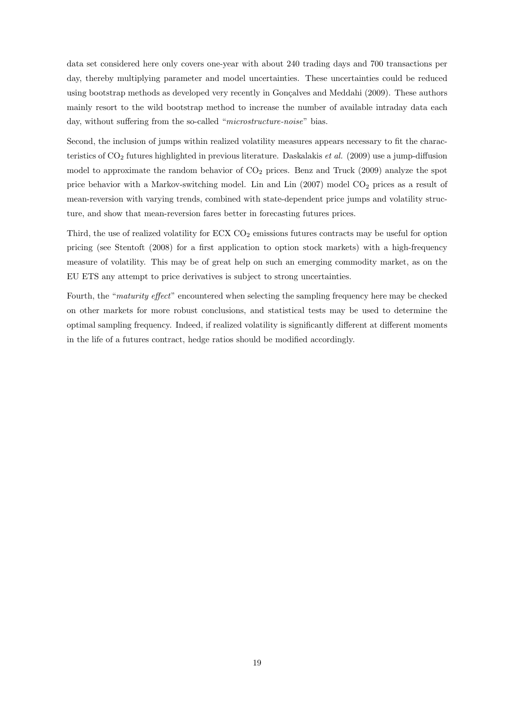data set considered here only covers one-year with about 240 trading days and 700 transactions per day, thereby multiplying parameter and model uncertainties. These uncertainties could be reduced using bootstrap methods as developed very recently in Gonçalves and Meddahi (2009). These authors mainly resort to the wild bootstrap method to increase the number of available intraday data each day, without suffering from the so-called "*microstructure-noise*" bias.

Second, the inclusion of jumps within realized volatility measures appears necessary to fit the characteristics of $CO_2$ futures highlighted in previous literature. Daskalakis *et al.* (2009) use a jump-diffusion model to approximate the random behavior of $CO_2$ prices. Benz and Truck (2009) analyze the spot price behavior with a Markov-switching model. Lin and Lin (2007) model $CO_2$ prices as a result of mean-reversion with varying trends, combined with state-dependent price jumps and volatility structure, and show that mean-reversion fares better in forecasting futures prices.

Third, the use of realized volatility for ECX $CO_2$ emissions futures contracts may be useful for option pricing (see Stentoft (2008) for a first application to option stock markets) with a high-frequency measure of volatility. This may be of great help on such an emerging commodity market, as on the EU ETS any attempt to price derivatives is subject to strong uncertainties.

Fourth, the "*maturity effect*" encountered when selecting the sampling frequency here may be checked on other markets for more robust conclusions, and statistical tests may be used to determine the optimal sampling frequency. Indeed, if realized volatility is significantly different at different moments in the life of a futures contract, hedge ratios should be modified accordingly.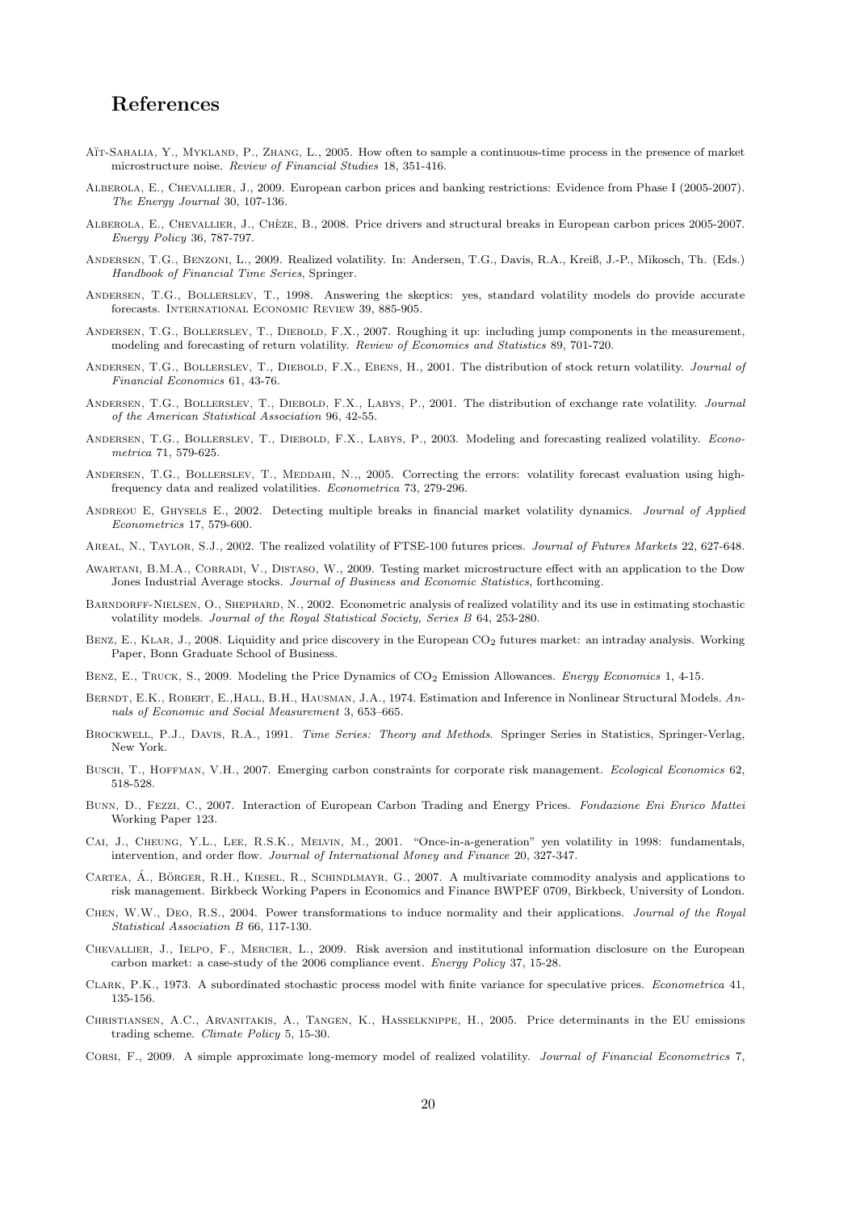# References

Aït-Sahalia, Y., Mykland, P., Zhang, L., 2005. How often to sample a continuous-time process in the presence of market microstructure noise. *Review of Financial Studies* 18, 351-416.

Alberola, E., Chevallier, J., 2009. European carbon prices and banking restrictions: Evidence from Phase I (2005-2007). *The Energy Journal* 30, 107-136.

Alberola, E., Chevallier, J., Chèze, B., 2008. Price drivers and structural breaks in European carbon prices 2005-2007. *Energy Policy* 36, 787-797.

Andersen, T.G., Benzoni, L., 2009. Realized volatility. In: Andersen, T.G., Davis, R.A., Kreiß, J.-P., Mikosch, Th. (Eds.) *Handbook of Financial Time Series*, Springer.

Andersen, T.G., Bollerslev, T., 1998. Answering the skeptics: yes, standard volatility models do provide accurate forecasts. International Economic Review 39, 885-905.

Andersen, T.G., Bollerslev, T., Diebold, F.X., 2007. Roughing it up: including jump components in the measurement, modeling and forecasting of return volatility. *Review of Economics and Statistics* 89, 701-720.

Andersen, T.G., Bollerslev, T., Diebold, F.X., Ebens, H., 2001. The distribution of stock return volatility. *Journal of Financial Economics* 61, 43-76.

Andersen, T.G., Bollerslev, T., Diebold, F.X., Labys, P., 2001. The distribution of exchange rate volatility. *Journal of the American Statistical Association* 96, 42-55.

Andersen, T.G., Bollerslev, T., Diebold, F.X., Labys, P., 2003. Modeling and forecasting realized volatility. *Econometrica* 71, 579-625.

Andersen, T.G., Bollerslev, T., Meddahi, N.,, 2005. Correcting the errors: volatility forecast evaluation using high-frequency data and realized volatilities. *Econometrica* 73, 279-296.

Andreou E, Ghysels E., 2002. Detecting multiple breaks in financial market volatility dynamics. *Journal of Applied Econometrics* 17, 579-600.

Areal, N., Taylor, S.J., 2002. The realized volatility of FTSE-100 futures prices. *Journal of Futures Markets* 22, 627-648.

Awartani, B.M.A., Corradi, V., Distaso, W., 2009. Testing market microstructure effect with an application to the Dow Jones Industrial Average stocks. *Journal of Business and Economic Statistics*, forthcoming.

Barndorff-Nielsen, O., Shephard, N., 2002. Econometric analysis of realized volatility and its use in estimating stochastic volatility models. *Journal of the Royal Statistical Society, Series B* 64, 253-280.

Benz, E., Klar, J., 2008. Liquidity and price discovery in the European $CO_2$ futures market: an intraday analysis. Working Paper, Bonn Graduate School of Business.

Benz, E., Truck, S., 2009. Modeling the Price Dynamics of $CO_2$ Emission Allowances. *Energy Economics* 1, 4-15.

Berndt, E.K., Robert, E.,Hall, B.H., Hausman, J.A., 1974. Estimation and Inference in Nonlinear Structural Models. *Annals of Economic and Social Measurement* 3, 653–665.

Brockwell, P.J., Davis, R.A., 1991. *Time Series: Theory and Methods*. Springer Series in Statistics, Springer-Verlag, New York.

Busch, T., Hoffman, V.H., 2007. Emerging carbon constraints for corporate risk management. *Ecological Economics* 62, 518-528.

Bunn, D., Fezzi, C., 2007. Interaction of European Carbon Trading and Energy Prices. *Fondazione Eni Enrico Mattei* Working Paper 123.

Cai, J., Cheung, Y.L., Lee, R.S.K., Melvin, M., 2001. "Once-in-a-generation" yen volatility in 1998: fundamentals, intervention, and order flow. *Journal of International Money and Finance* 20, 327-347.

Cartea, Á., Börger, R.H., Kiesel, R., Schindlmayr, G., 2007. A multivariate commodity analysis and applications to risk management. Birkbeck Working Papers in Economics and Finance BWPEF 0709, Birkbeck, University of London.

Chen, W.W., Deo, R.S., 2004. Power transformations to induce normality and their applications. *Journal of the Royal Statistical Association B* 66, 117-130.

Chevallier, J., Ielpo, F., Mercier, L., 2009. Risk aversion and institutional information disclosure on the European carbon market: a case-study of the 2006 compliance event. *Energy Policy* 37, 15-28.

Clark, P.K., 1973. A subordinated stochastic process model with finite variance for speculative prices. *Econometrica* 41, 135-156.

Christiansen, A.C., Arvanitakis, A., Tangen, K., Hasselknippe, H., 2005. Price determinants in the EU emissions trading scheme. *Climate Policy* 5, 15-30.

Corsi, F., 2009. A simple approximate long-memory model of realized volatility. *Journal of Financial Econometrics* 7,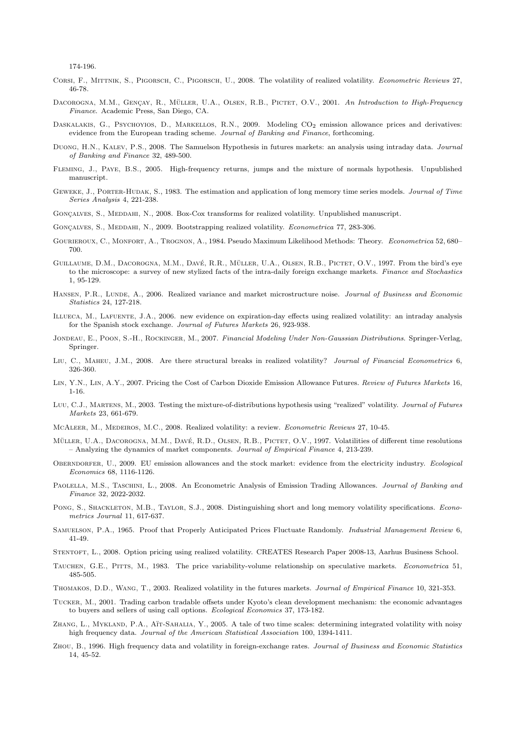174-196.

Corsi, F., Mittnik, S., Pigorsch, C., Pigorsch, U., 2008. The volatility of realized volatility. *Econometric Reviews* 27, 46-78.

Dacorogna, M.M., Gençay, R., Müller, U.A., Olsen, R.B., Pictet, O.V., 2001. *An Introduction to High-Frequency Finance*. Academic Press, San Diego, CA.

Daskalakis, G., Psychoyios, D., Markellos, R.N., 2009. Modeling $CO_2$ emission allowance prices and derivatives: evidence from the European trading scheme. *Journal of Banking and Finance*, forthcoming.

Duong, H.N., Kalev, P.S., 2008. The Samuelson Hypothesis in futures markets: an analysis using intraday data. *Journal of Banking and Finance* 32, 489-500.

Fleming, J., Paye, B.S., 2005. High-frequency returns, jumps and the mixture of normals hypothesis. Unpublished manuscript.

Geweke, J., Porter-Hudak, S., 1983. The estimation and application of long memory time series models. *Journal of Time Series Analysis* 4, 221-238.

Gonçalves, S., Meddahi, N., 2008. Box-Cox transforms for realized volatility. Unpublished manuscript.

Gonçalves, S., Meddahi, N., 2009. Bootstrapping realized volatility. *Econometrica* 77, 283-306.

Gourieroux, C., Monfort, A., Trognon, A., 1984. Pseudo Maximum Likelihood Methods: Theory. *Econometrica* 52, 680–700.

Guillaume, D.M., Dacorogna, M.M., Davé, R.R., Müller, U.A., Olsen, R.B., Pictet, O.V., 1997. From the bird's eye to the microscope: a survey of new stylized facts of the intra-daily foreign exchange markets. *Finance and Stochastics* 1, 95-129.

Hansen, P.R., Lunde, A., 2006. Realized variance and market microstructure noise. *Journal of Business and Economic Statistics* 24, 127-218.

Illueca, M., Lafuente, J.A., 2006. new evidence on expiration-day effects using realized volatility: an intraday analysis for the Spanish stock exchange. *Journal of Futures Markets* 26, 923-938.

Jondeau, E., Poon, S.-H., Rockinger, M., 2007. *Financial Modeling Under Non-Gaussian Distributions*. Springer-Verlag, Springer.

Liu, C., Maheu, J.M., 2008. Are there structural breaks in realized volatility? *Journal of Financial Econometrics* 6, 326-360.

Lin, Y.N., Lin, A.Y., 2007. Pricing the Cost of Carbon Dioxide Emission Allowance Futures. *Review of Futures Markets* 16, 1-16.

Luu, C.J., Martens, M., 2003. Testing the mixture-of-distributions hypothesis using "realized" volatility. *Journal of Futures Markets* 23, 661-679.

McAleer, M., Medeiros, M.C., 2008. Realized volatility: a review. *Econometric Reviews* 27, 10-45.

Müller, U.A., Dacorogna, M.M., Davé, R.D., Olsen, R.B., Pictet, O.V., 1997. Volatilities of different time resolutions – Analyzing the dynamics of market components. *Journal of Empirical Finance* 4, 213-239.

Oberndorfer, U., 2009. EU emission allowances and the stock market: evidence from the electricity industry. *Ecological Economics* 68, 1116-1126.

Paolella, M.S., Taschini, L., 2008. An Econometric Analysis of Emission Trading Allowances. *Journal of Banking and Finance* 32, 2022-2032.

Pong, S., Shackleton, M.B., Taylor, S.J., 2008. Distinguishing short and long memory volatility specifications. *Econometrics Journal* 11, 617-637.

Samuelson, P.A., 1965. Proof that Properly Anticipated Prices Fluctuate Randomly. *Industrial Management Review* 6, 41-49.

Stentoft, L., 2008. Option pricing using realized volatility. CREATES Research Paper 2008-13, Aarhus Business School.

Tauchen, G.E., Pitts, M., 1983. The price variability-volume relationship on speculative markets. *Econometrica* 51, 485-505.

Thomakos, D.D., Wang, T., 2003. Realized volatility in the futures markets. *Journal of Empirical Finance* 10, 321-353.

Tucker, M., 2001. Trading carbon tradable offsets under Kyoto's clean development mechanism: the economic advantages to buyers and sellers of using call options. *Ecological Economics* 37, 173-182.

Zhang, L., Mykland, P.A., Aït-Sahalia, Y., 2005. A tale of two time scales: determining integrated volatility with noisy high frequency data. *Journal of the American Statistical Association* 100, 1394-1411.

Zhou, B., 1996. High frequency data and volatility in foreign-exchange rates. *Journal of Business and Economic Statistics* 14, 45-52.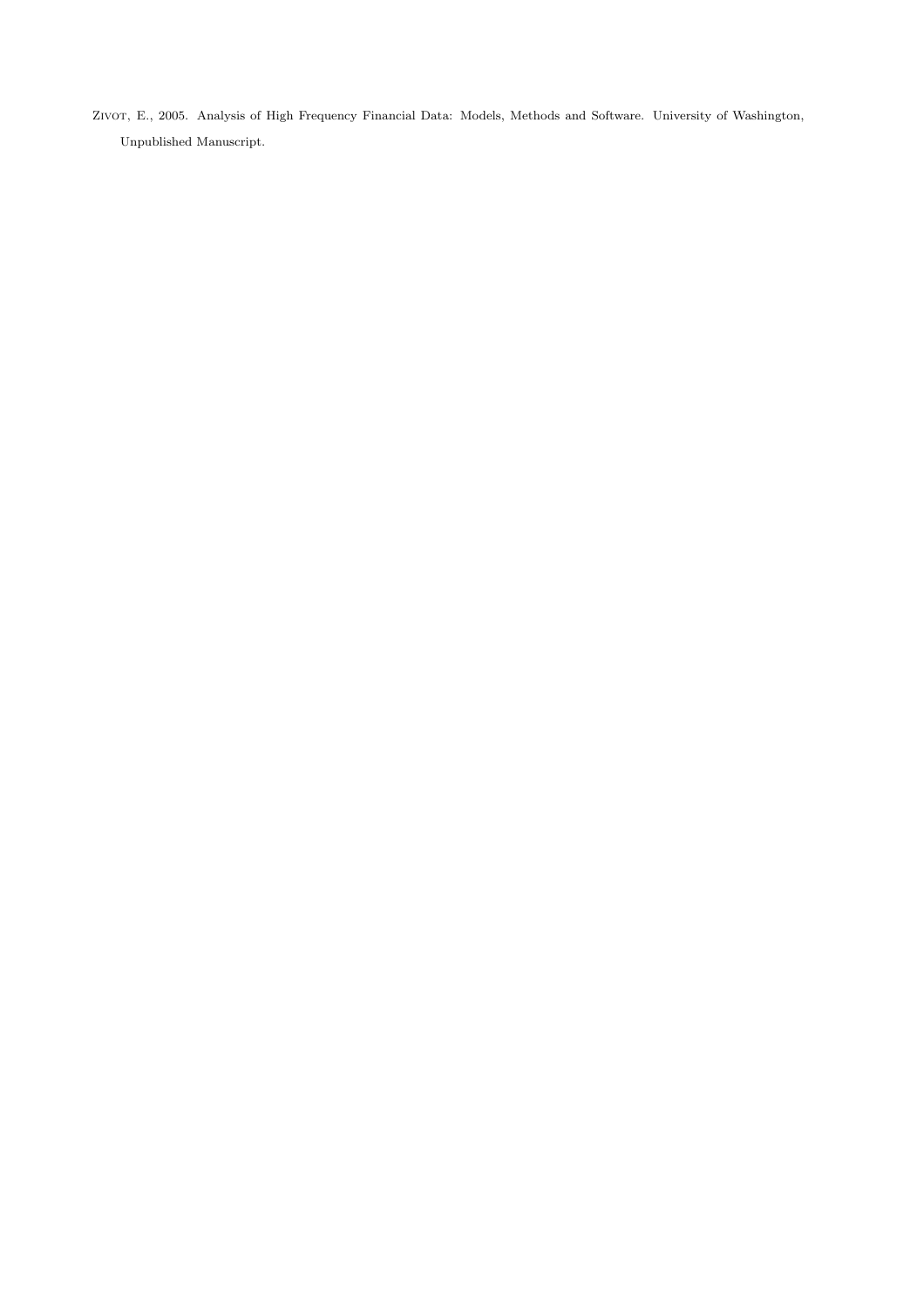Zivot, E., 2005. Analysis of High Frequency Financial Data: Models, Methods and Software. University of Washington, Unpublished Manuscript.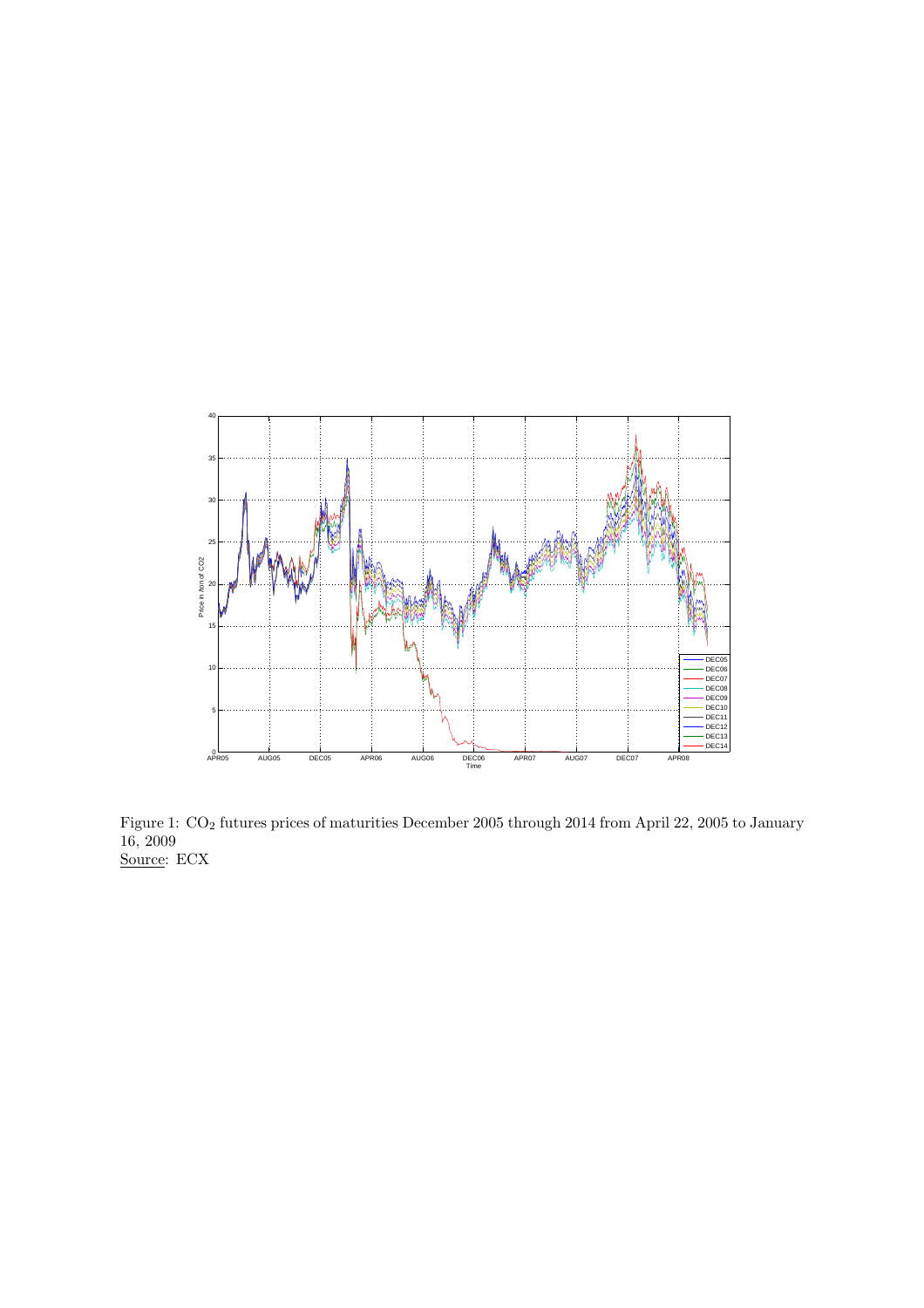Figure 1: $CO_2$ futures prices of maturities December 2005 through 2014 from April 22, 2005 to January 16, 2009
Source: ECX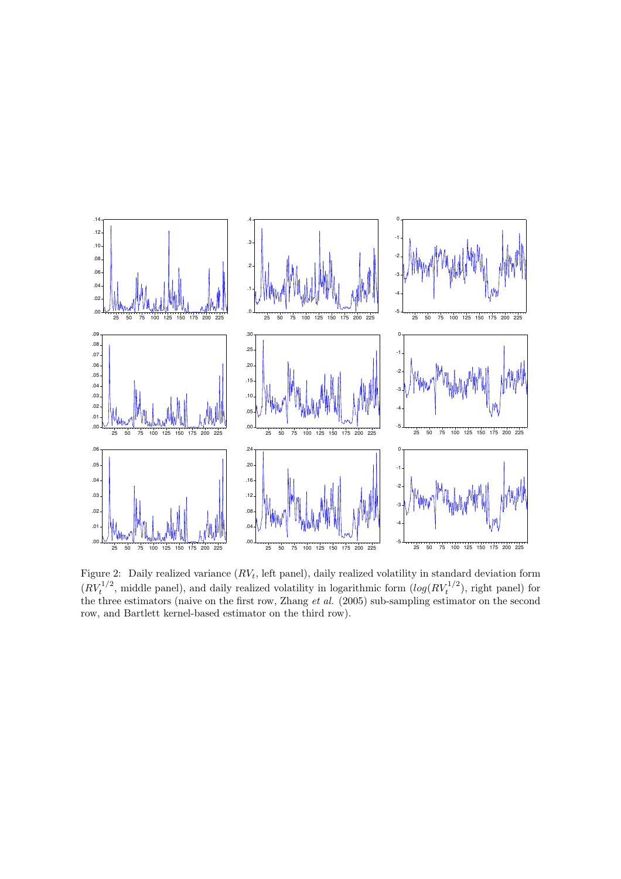Figure 2: Daily realized variance ($RV_t$, left panel), daily realized volatility in standard deviation form ($RV_t^{1/2}$, middle panel), and daily realized volatility in logarithmic form ($log(RV_t^{1/2})$, right panel) for the three estimators (naive on the first row, Zhang *et al.* (2005) sub-sampling estimator on the second row, and Bartlett kernel-based estimator on the third row).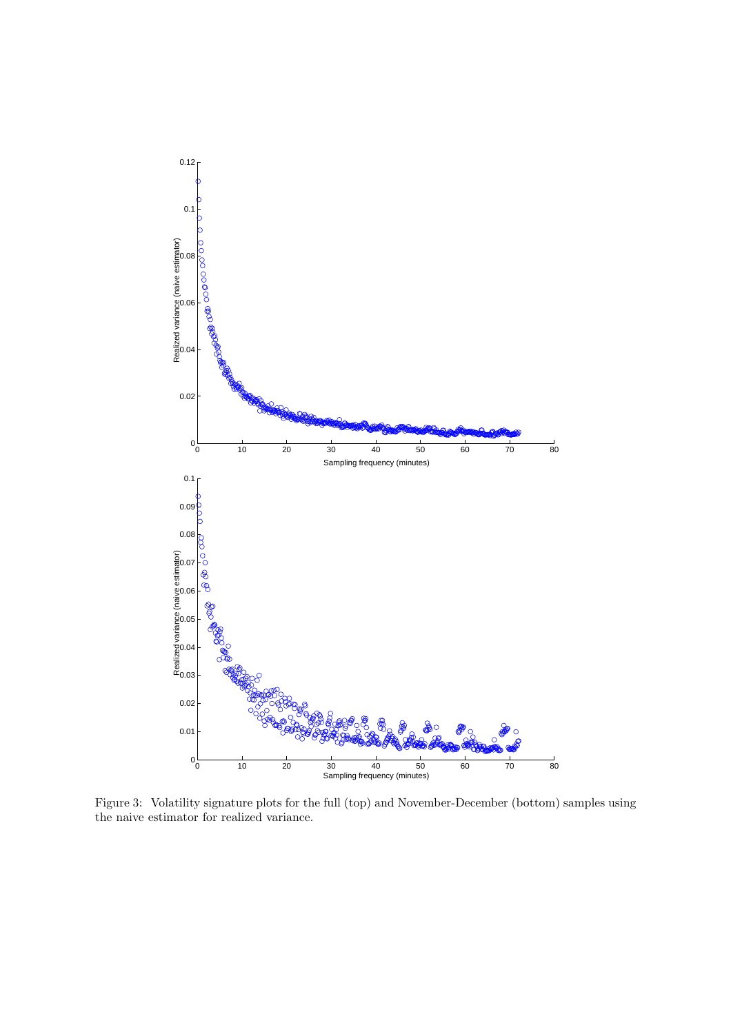Figure 3: Volatility signature plots for the full (top) and November-December (bottom) samples using the naive estimator for realized variance.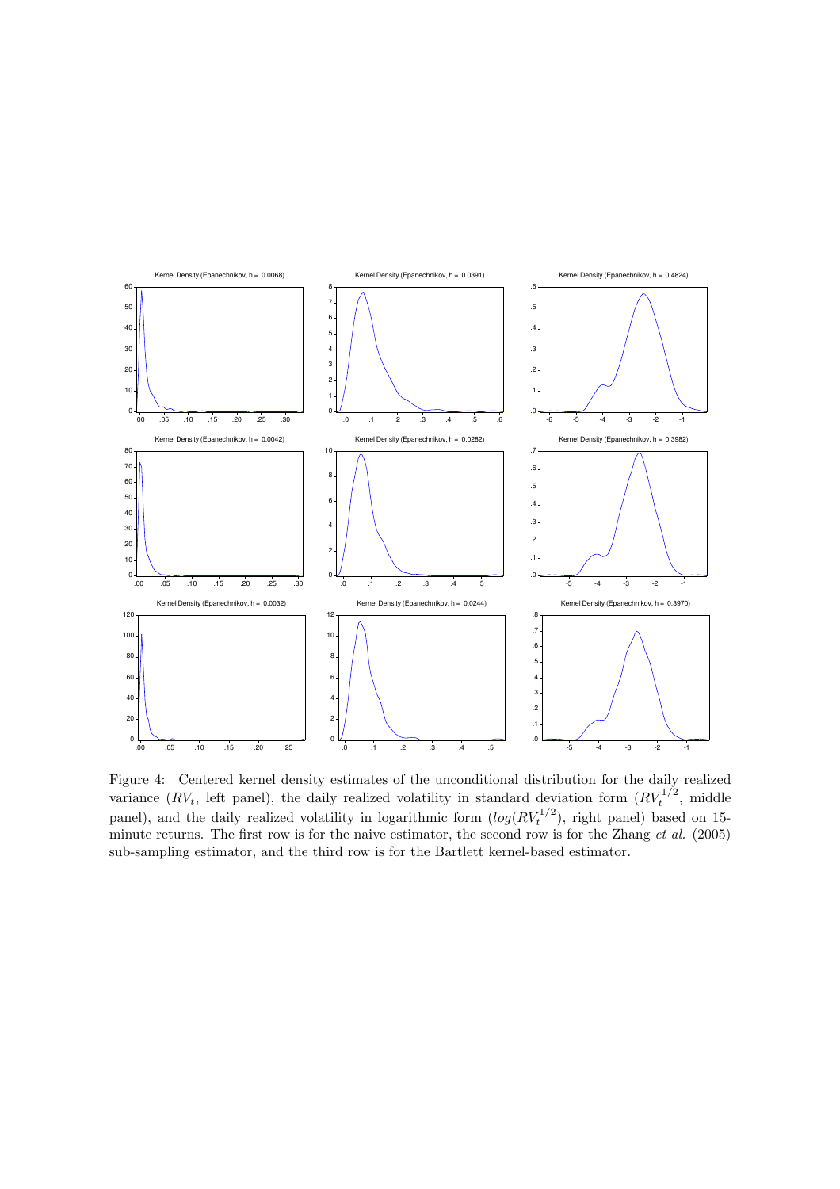Figure 4: Centered kernel density estimates of the unconditional distribution for the daily realized variance ($RV_t$, left panel), the daily realized volatility in standard deviation form ($RV_t^{1/2}$, middle panel), and the daily realized volatility in logarithmic form ($log(RV_t^{1/2})$, right panel) based on 15-minute returns. The first row is for the naive estimator, the second row is for the Zhang *et al.* (2005) sub-sampling estimator, and the third row is for the Bartlett kernel-based estimator.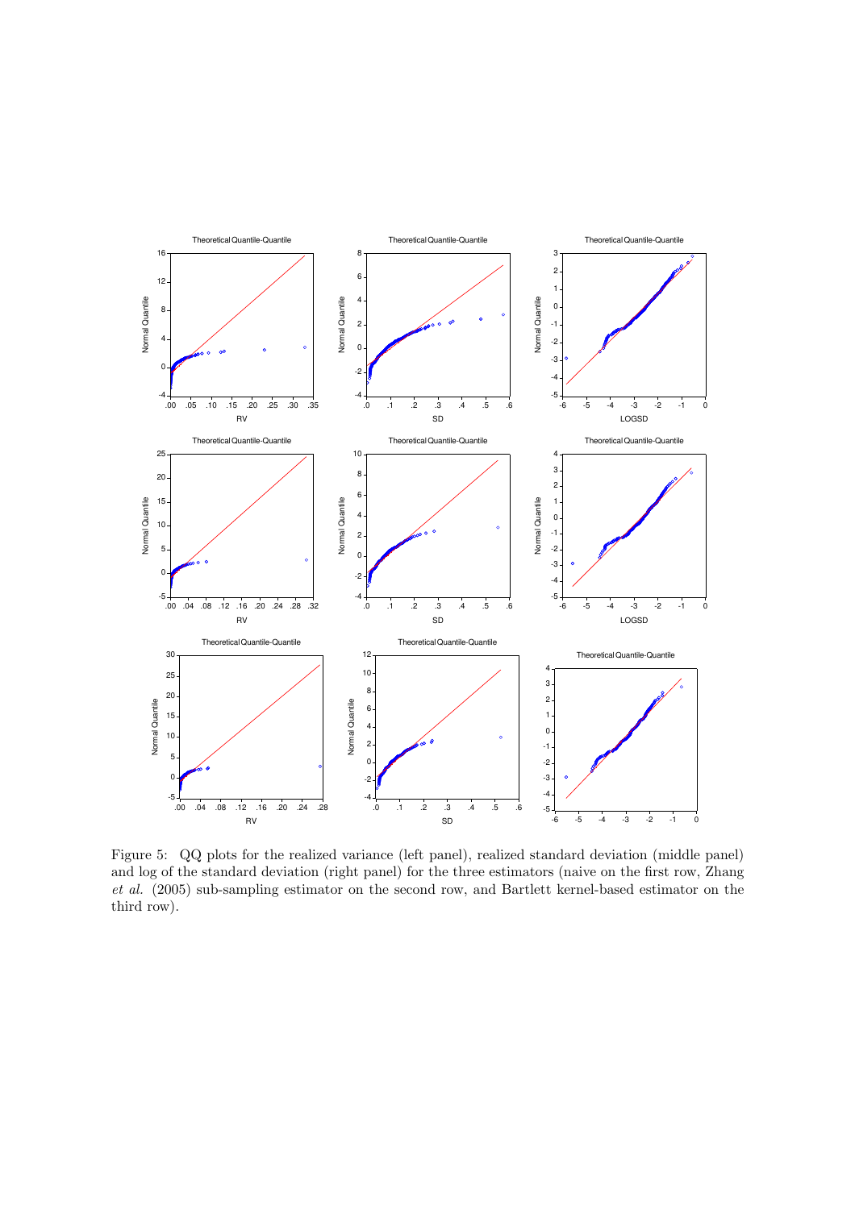Figure 5: QQ plots for the realized variance (left panel), realized standard deviation (middle panel) and log of the standard deviation (right panel) for the three estimators (naive on the first row, Zhang *et al.* (2005) sub-sampling estimator on the second row, and Bartlett kernel-based estimator on the third row).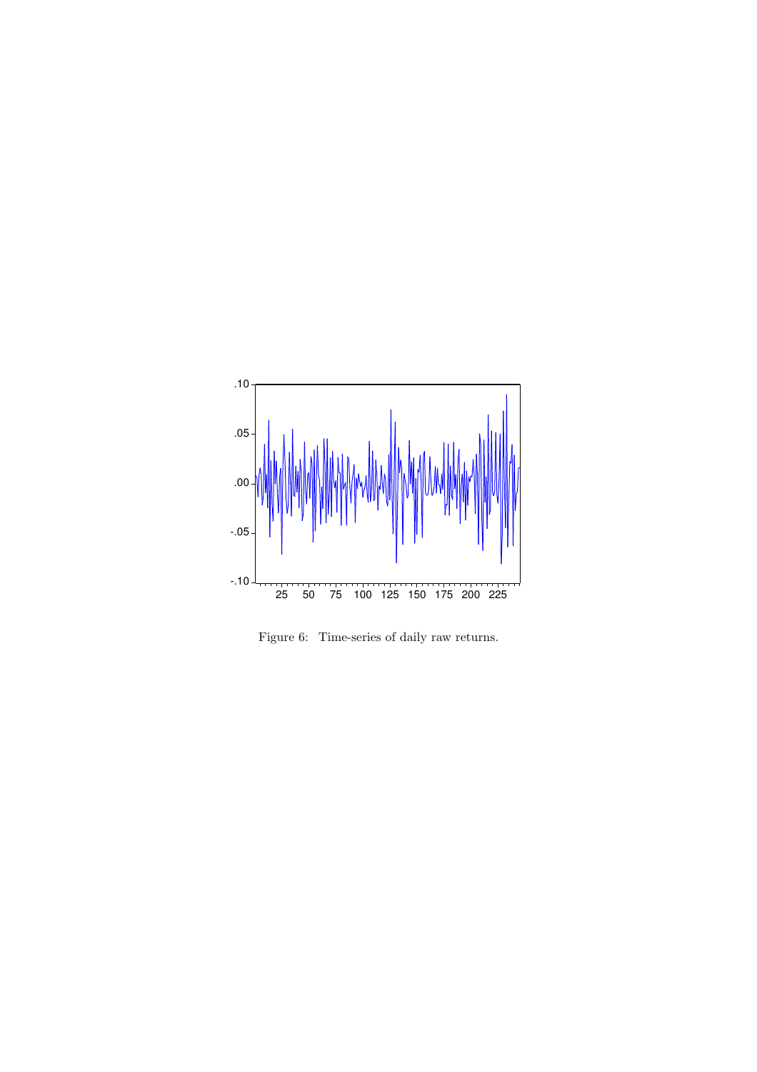Figure 6: Time-series of daily raw returns.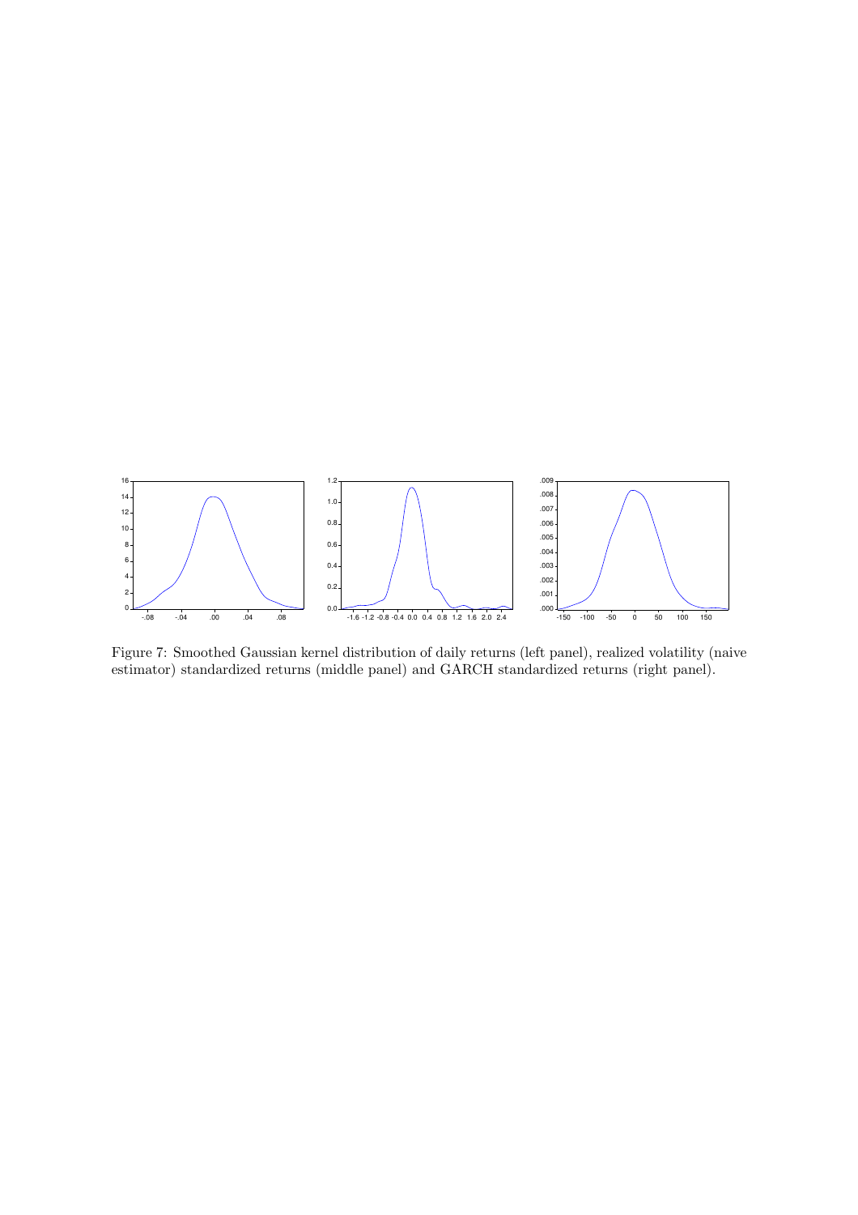Figure 7: Smoothed Gaussian kernel distribution of daily returns (left panel), realized volatility (naive estimator) standardized returns (middle panel) and GARCH standardized returns (right panel).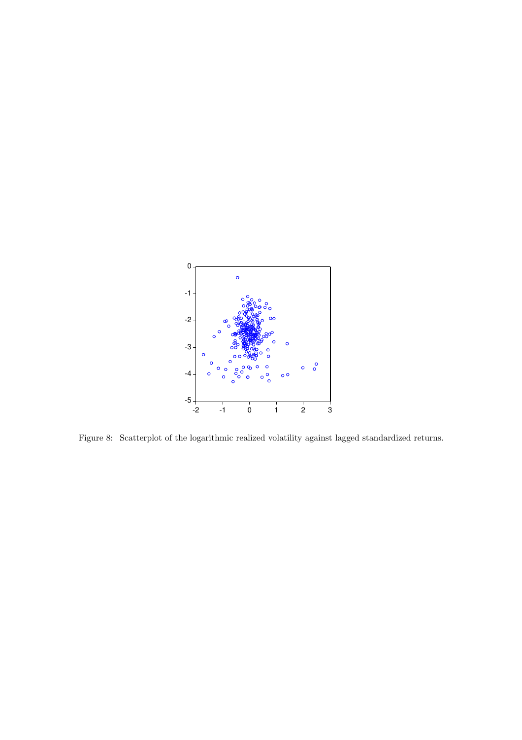Figure 8: Scatterplot of the logarithmic realized volatility against lagged standardized returns.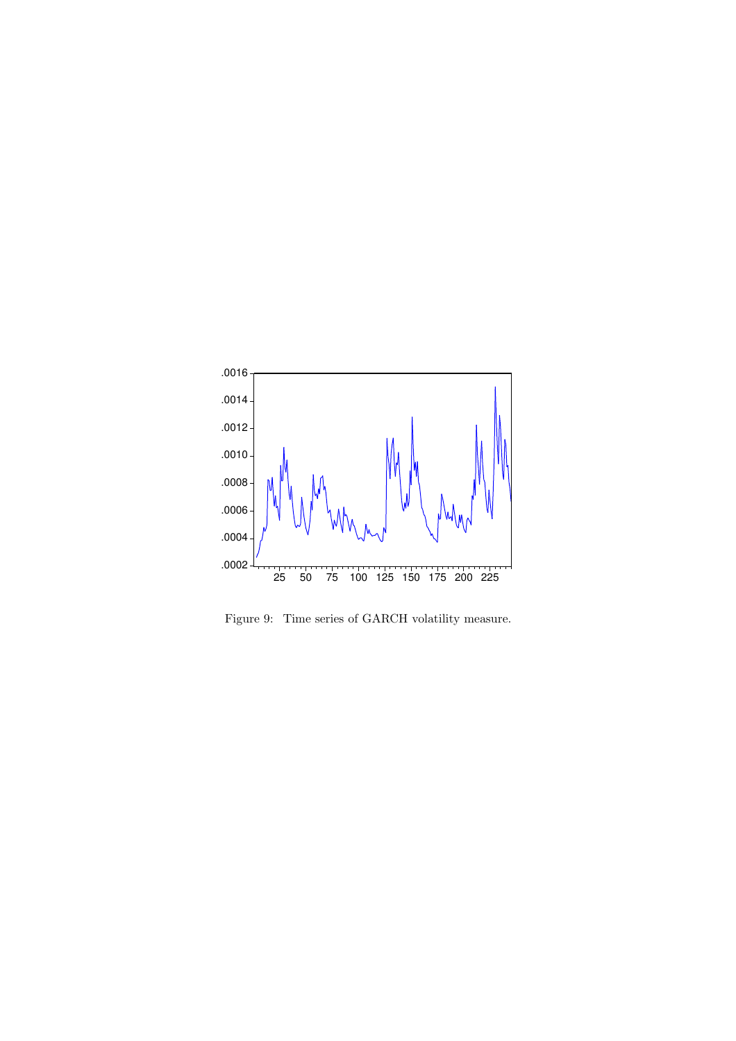Figure 9: Time series of GARCH volatility measure.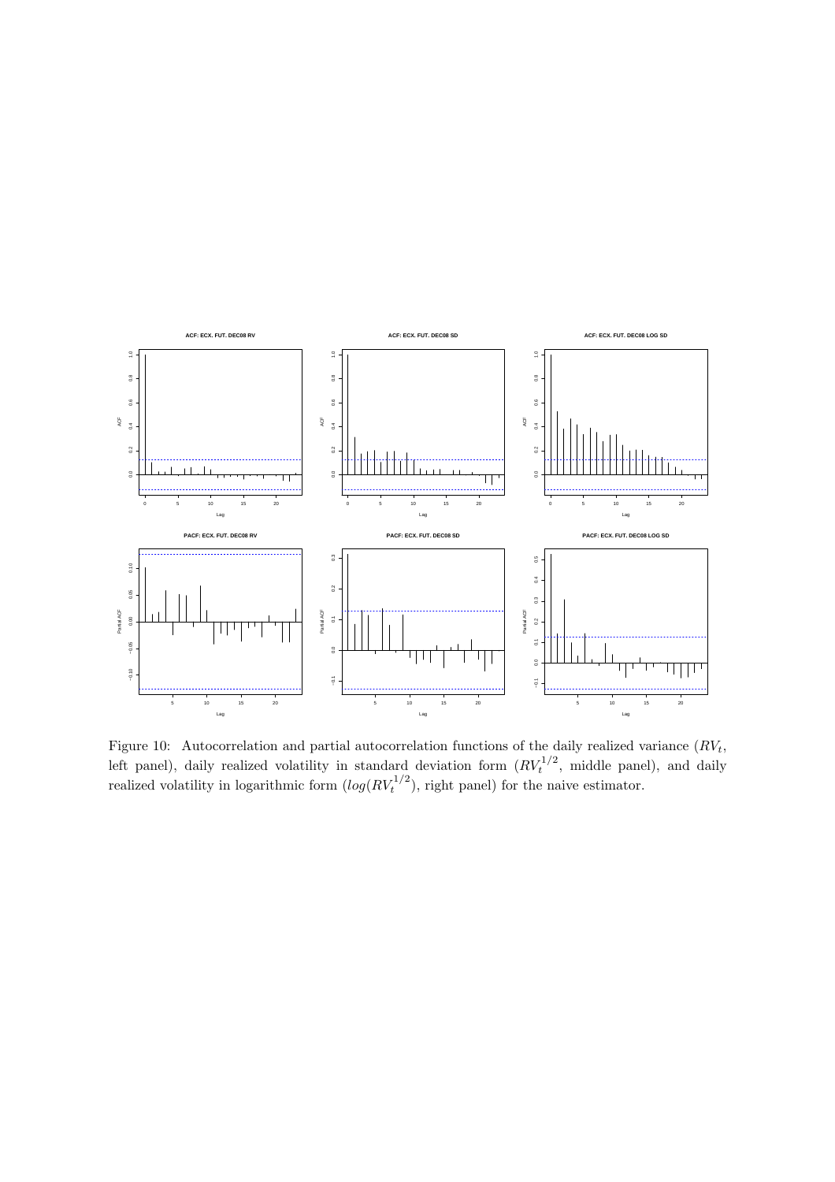Figure 10: Autocorrelation and partial autocorrelation functions of the daily realized variance ($RV_t$, left panel), daily realized volatility in standard deviation form ($RV_t^{1/2}$, middle panel), and daily realized volatility in logarithmic form ($log(RV_t^{1/2}$), right panel) for the naive estimator.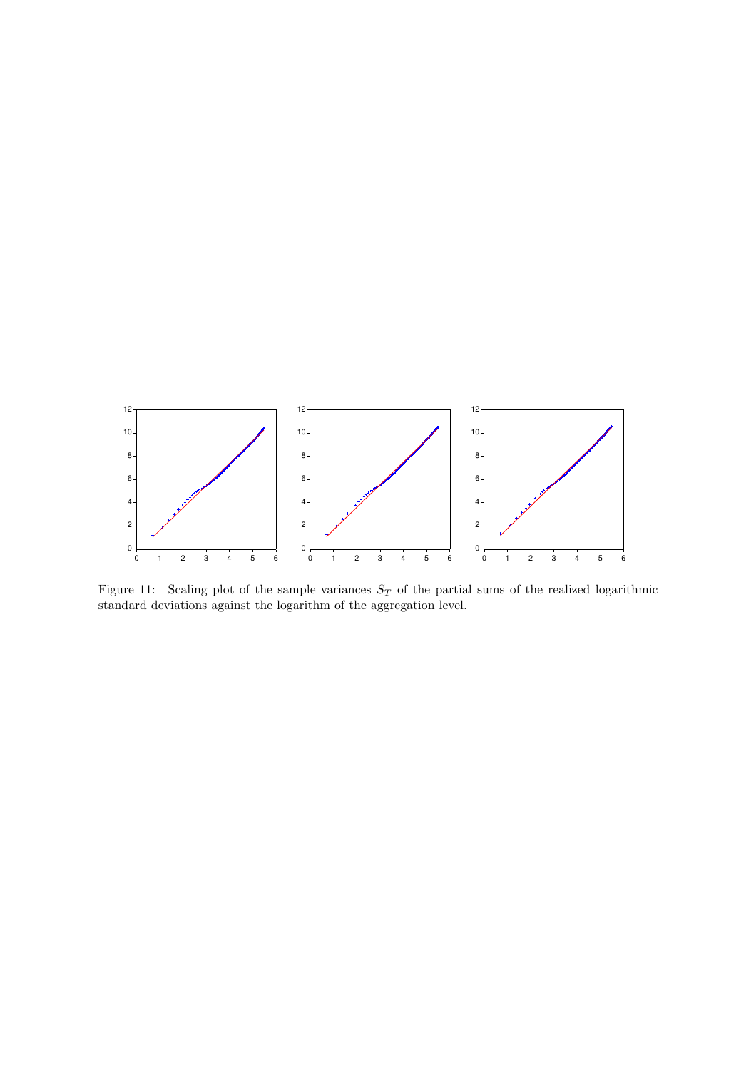Figure 11: Scaling plot of the sample variances $S_T$ of the partial sums of the realized logarithmic standard deviations against the logarithm of the aggregation level.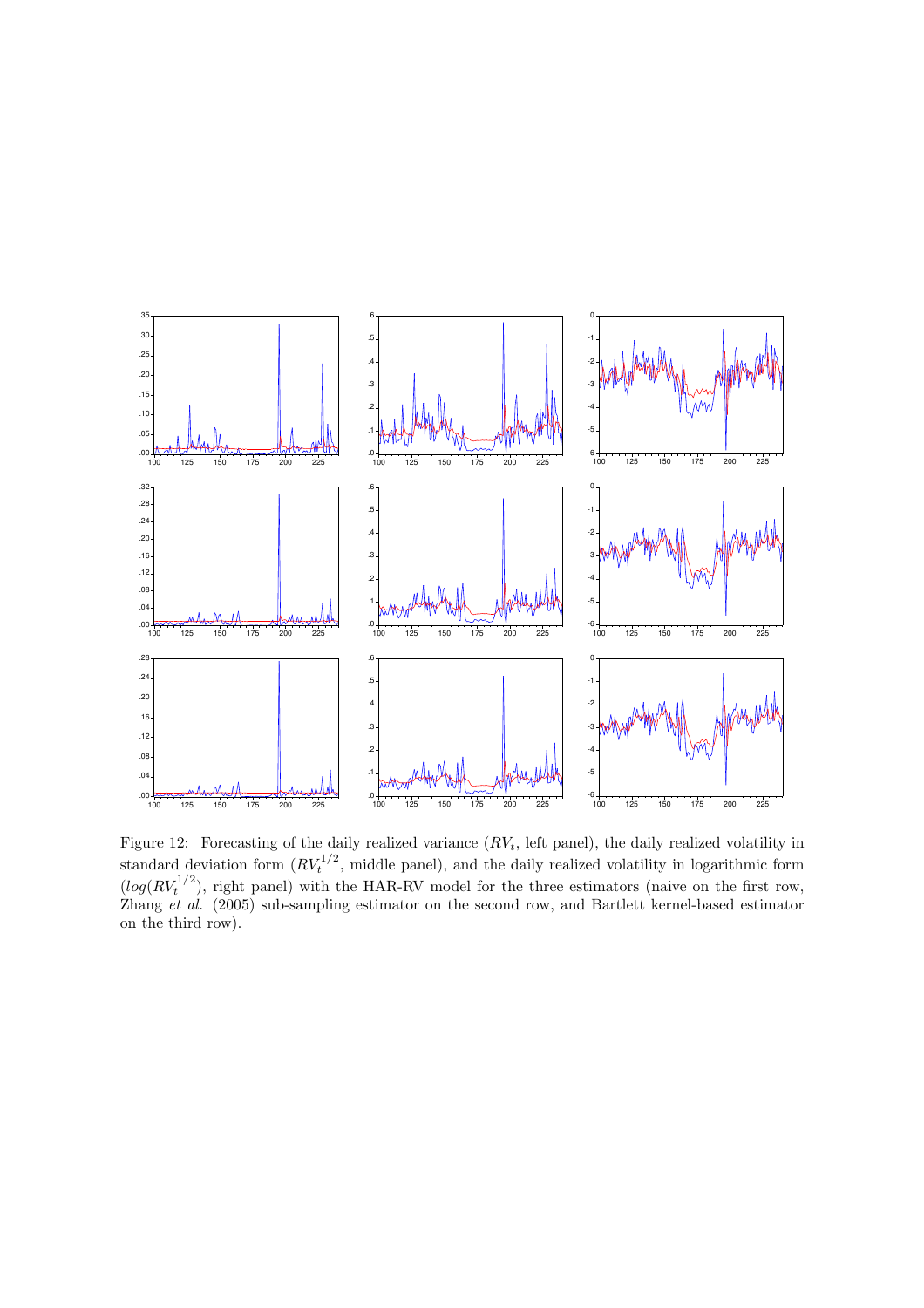Figure 12: Forecasting of the daily realized variance ($RV_t$, left panel), the daily realized volatility in standard deviation form ($RV_t^{1/2}$, middle panel), and the daily realized volatility in logarithmic form ($log(RV_t^{1/2}$), right panel) with the HAR-RV model for the three estimators (naive on the first row, Zhang *et al.* (2005) sub-sampling estimator on the second row, and Bartlett kernel-based estimator on the third row).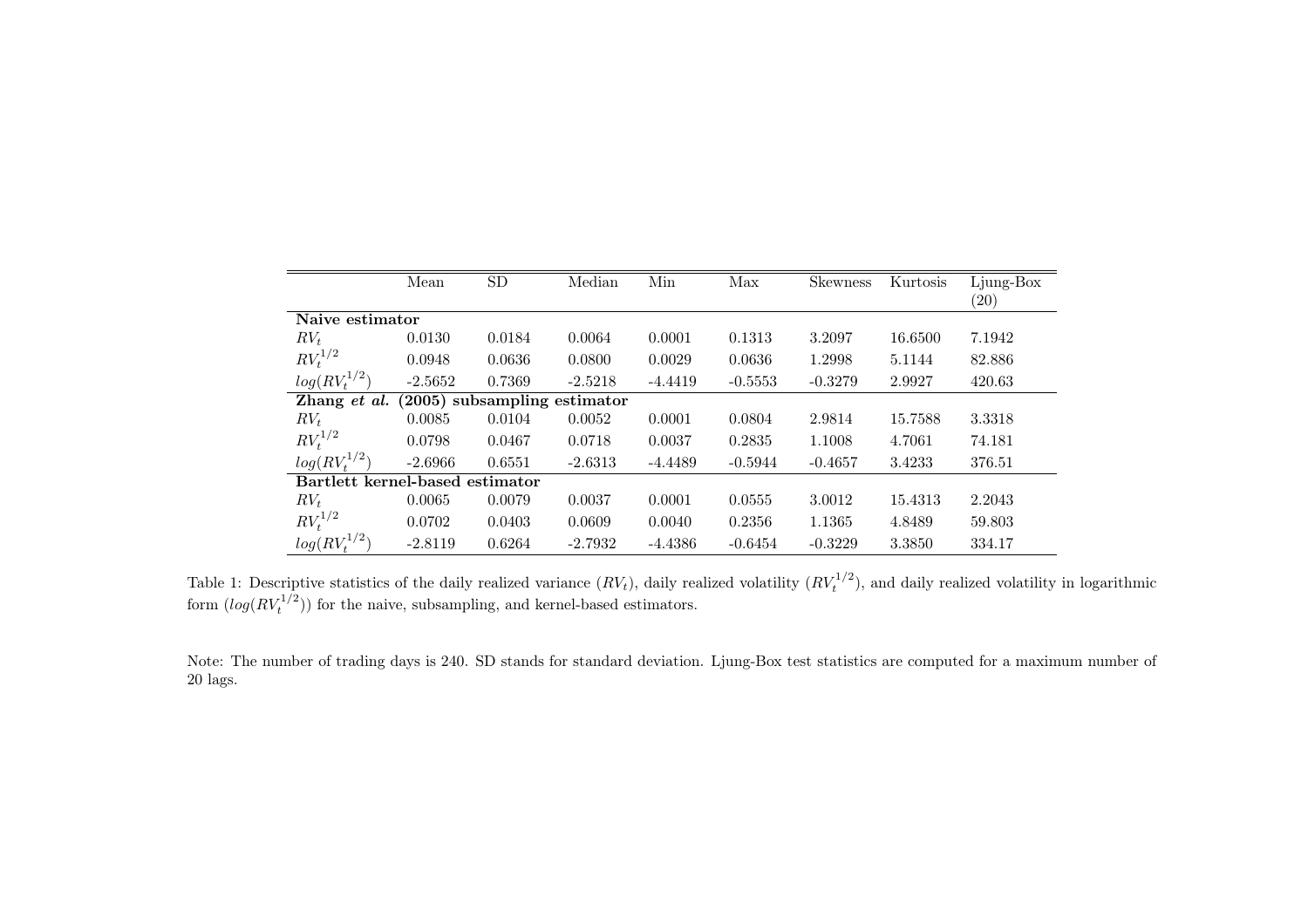| | Mean | SD | Median | Min | Max | Skewness | Kurtosis | Ljung-Box (20) |
|---|---|---|---|---|---|---|---|---|
| **Naive estimator** | | | | | | | | |
| $RV_t$ | 0.0130 | 0.0184 | 0.0064 | 0.0001 | 0.1313 | 3.2097 | 16.6500 | 7.1942 |
| $RV_t^{1/2}$ | 0.0948 | 0.0636 | 0.0800 | 0.0029 | 0.0636 | 1.2998 | 5.1144 | 82.886 |
| $log(RV_t^{1/2})$ | -2.5652 | 0.7369 | -2.5218 | -4.4419 | -0.5553 | -0.3279 | 2.9927 | 420.63 |
| **Zhang *et al.* (2005) subsampling estimator** | | | | | | | | |
| $RV_t$ | 0.0085 | 0.0104 | 0.0052 | 0.0001 | 0.0804 | 2.9814 | 15.7588 | 3.3318 |
| $RV_t^{1/2}$ | 0.0798 | 0.0467 | 0.0718 | 0.0037 | 0.2835 | 1.1008 | 4.7061 | 74.181 |
| $log(RV_t^{1/2})$ | -2.6966 | 0.6551 | -2.6313 | -4.4489 | -0.5944 | -0.4657 | 3.4233 | 376.51 |
| **Bartlett kernel-based estimator** | | | | | | | | |
| $RV_t$ | 0.0065 | 0.0079 | 0.0037 | 0.0001 | 0.0555 | 3.0012 | 15.4313 | 2.2043 |
| $RV_t^{1/2}$ | 0.0702 | 0.0403 | 0.0609 | 0.0040 | 0.2356 | 1.1365 | 4.8489 | 59.803 |
| $log(RV_t^{1/2})$ | -2.8119 | 0.6264 | -2.7932 | -4.4386 | -0.6454 | -0.3229 | 3.3850 | 334.17 |

Table 1: Descriptive statistics of the daily realized variance ($RV_t$), daily realized volatility ($RV_t^{1/2}$), and daily realized volatility in logarithmic form ($log(RV_t^{1/2})$) for the naive, subsampling, and kernel-based estimators.

Note: The number of trading days is 240. SD stands for standard deviation. Ljung-Box test statistics are computed for a maximum number of 20 lags.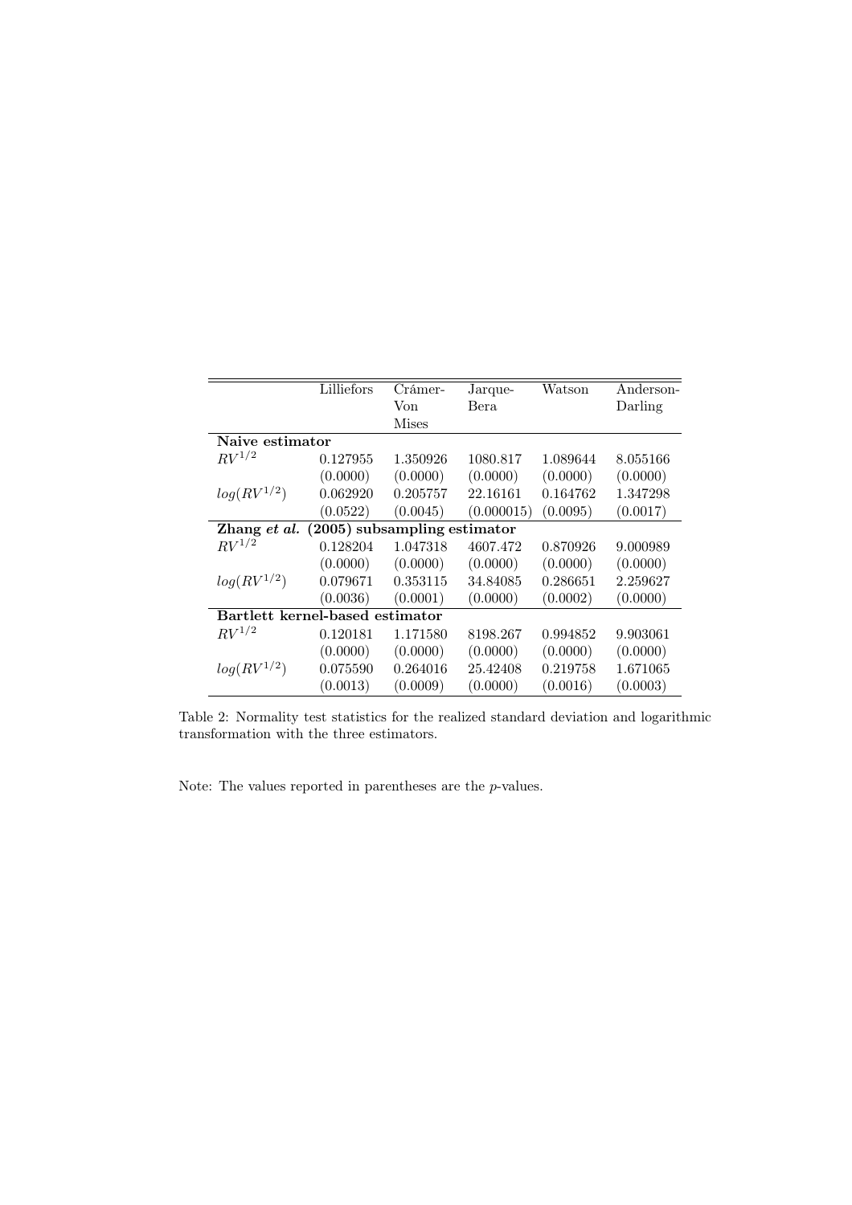| | Lilliefors | Crámer-Von Mises | Jarque-Bera | Watson | Anderson-Darling |
|---|---|---|---|---|---|
| **Naive estimator** | | | | | |
| $RV^{1/2}$ | 0.127955 | 1.350926 | 1080.817 | 1.089644 | 8.055166 |
| | (0.0000) | (0.0000) | (0.0000) | (0.0000) | (0.0000) |
| $log(RV^{1/2})$ | 0.062920 | 0.205757 | 22.16161 | 0.164762 | 1.347298 |
| | (0.0522) | (0.0045) | (0.000015) | (0.0095) | (0.0017) |
| **Zhang *et al.* (2005) subsampling estimator** | | | | | |
| $RV^{1/2}$ | 0.128204 | 1.047318 | 4607.472 | 0.870926 | 9.000989 |
| | (0.0000) | (0.0000) | (0.0000) | (0.0000) | (0.0000) |
| $log(RV^{1/2})$ | 0.079671 | 0.353115 | 34.84085 | 0.286651 | 2.259627 |
| | (0.0036) | (0.0001) | (0.0000) | (0.0002) | (0.0000) |
| **Bartlett kernel-based estimator** | | | | | |
| $RV^{1/2}$ | 0.120181 | 1.171580 | 8198.267 | 0.994852 | 9.903061 |
| | (0.0000) | (0.0000) | (0.0000) | (0.0000) | (0.0000) |
| $log(RV^{1/2})$ | 0.075590 | 0.264016 | 25.42408 | 0.219758 | 1.671065 |
| | (0.0013) | (0.0009) | (0.0000) | (0.0016) | (0.0003) |

Table 2: Normality test statistics for the realized standard deviation and logarithmic transformation with the three estimators.

Note: The values reported in parentheses are the $p$-values.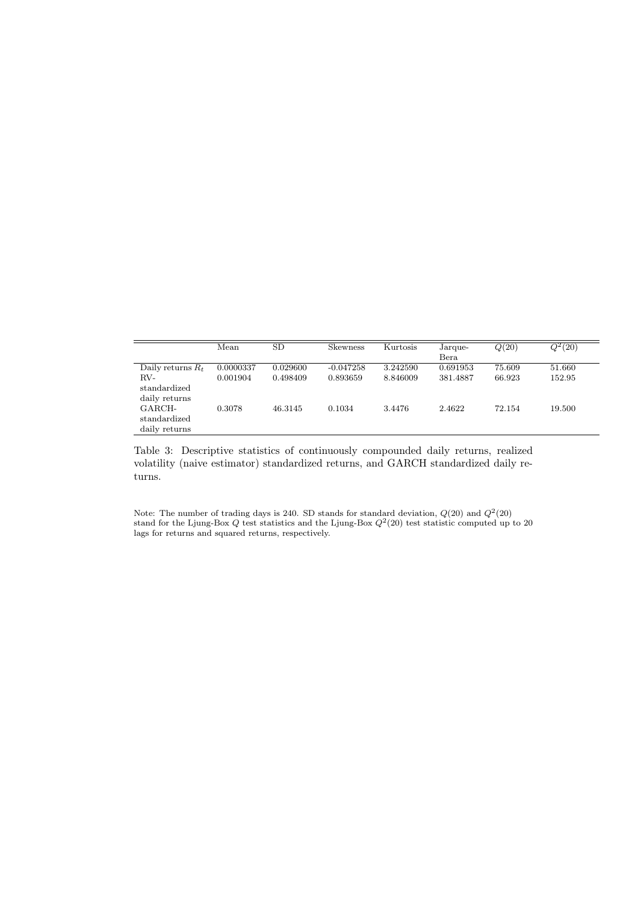|  | Mean | SD | Skewness | Kurtosis | Jarque-Bera | $Q(20)$ | $Q^2(20)$ |
|---|---|---|---|---|---|---|---|
| Daily returns $R_t$ | 0.0000337 | 0.029600 | -0.047258 | 3.242590 | 0.691953 | 75.609 | 51.660 |
| RV-standardized daily returns | 0.001904 | 0.498409 | 0.893659 | 8.846009 | 381.4887 | 66.923 | 152.95 |
| GARCH-standardized daily returns | 0.3078 | 46.3145 | 0.1034 | 3.4476 | 2.4622 | 72.154 | 19.500 |

Table 3: Descriptive statistics of continuously compounded daily returns, realized volatility (naive estimator) standardized returns, and GARCH standardized daily returns.

Note: The number of trading days is 240. SD stands for standard deviation, $Q(20)$ and $Q^2(20)$ stand for the Ljung-Box $Q$ test statistics and the Ljung-Box $Q^2(20)$ test statistic computed up to 20 lags for returns and squared returns, respectively.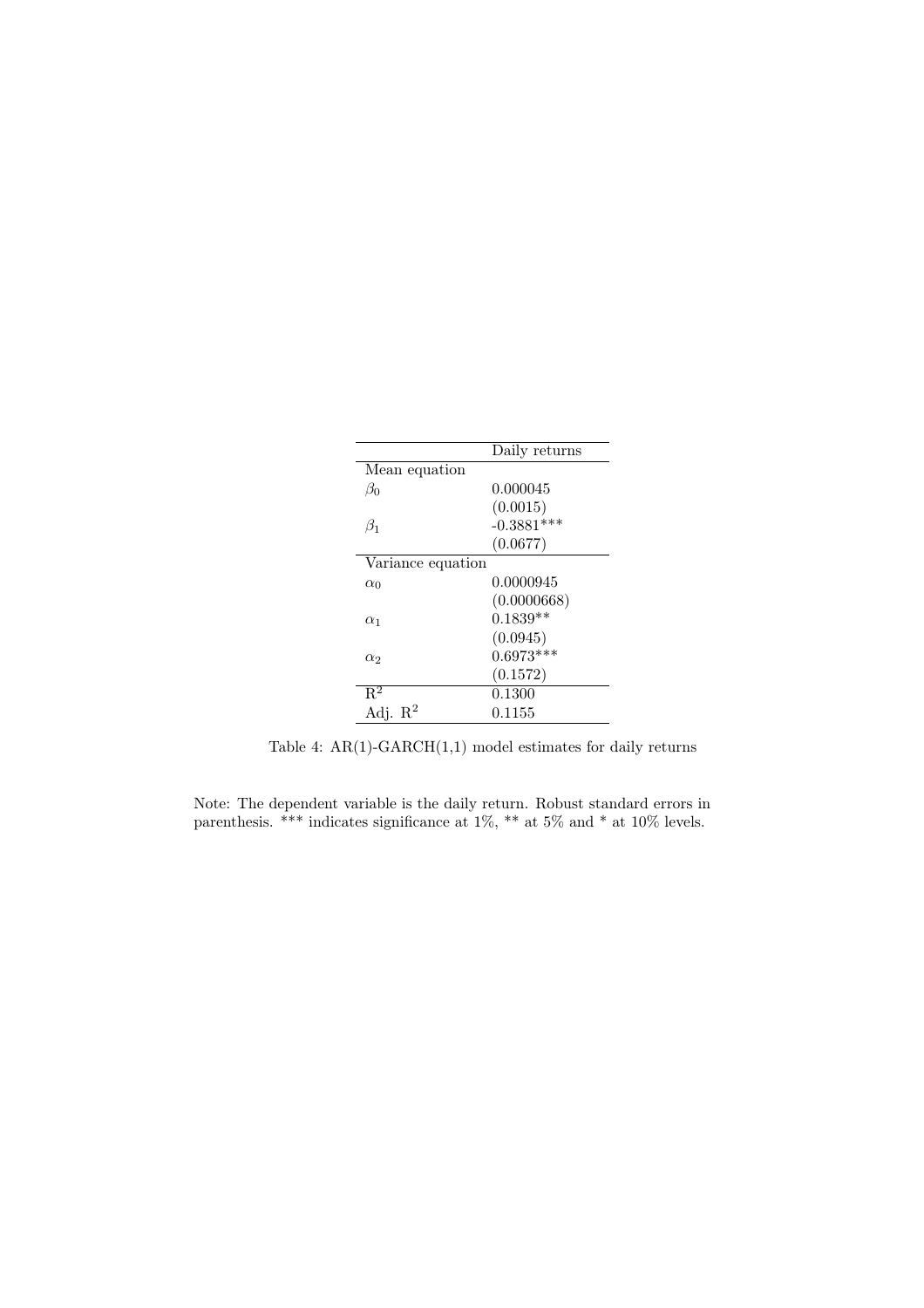| | Daily returns |
|---|---|
| Mean equation | |
| $\beta_0$ | 0.000045 |
| | (0.0015) |
| $\beta_1$ | -0.3881*** |
| | (0.0677) |
| Variance equation | |
| $\alpha_0$ | 0.0000945 |
| | (0.0000668) |
| $\alpha_1$ | 0.1839** |
| | (0.0945) |
| $\alpha_2$ | 0.6973*** |
| | (0.1572) |
| $R^2$ | 0.1300 |
| Adj. $R^2$ | 0.1155 |

Table 4: AR(1)-GARCH(1,1) model estimates for daily returns

Note: The dependent variable is the daily return. Robust standard errors in parenthesis. *** indicates significance at 1%, ** at 5% and * at 10% levels.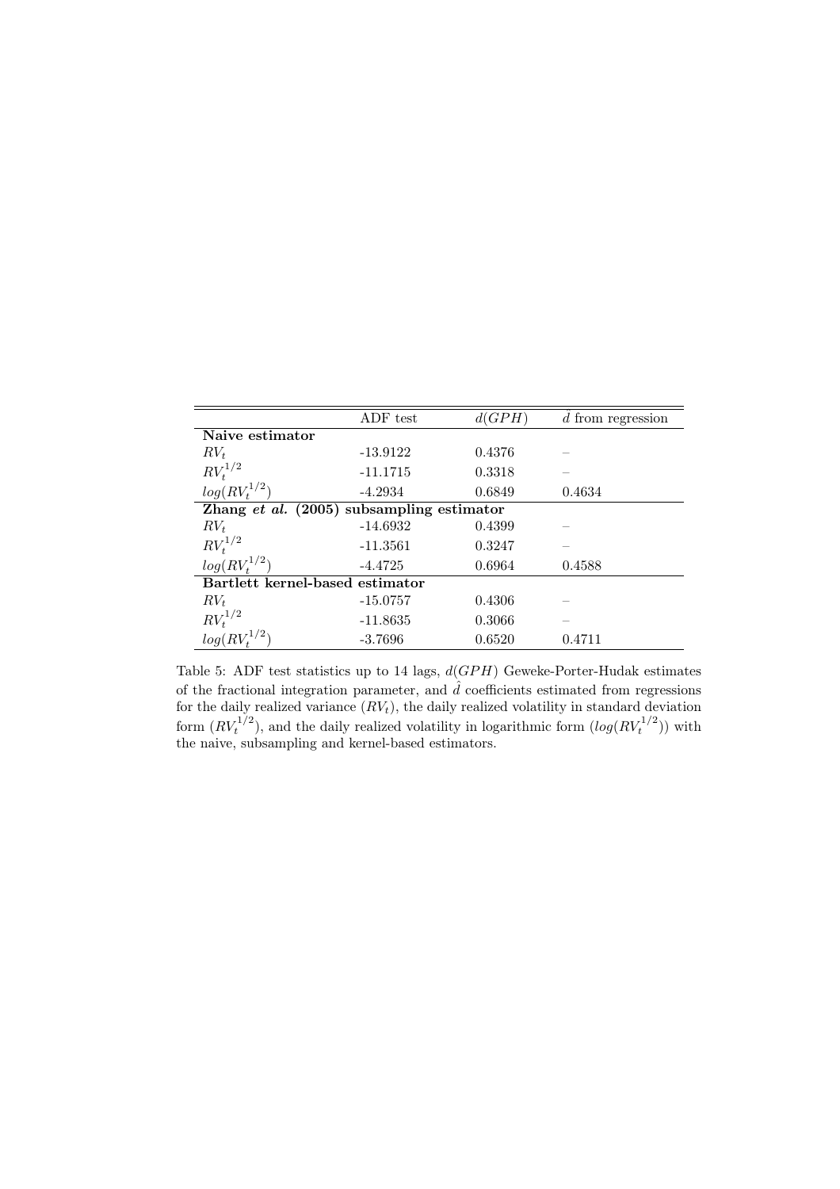| | ADF test | $d(GPH)$ | $\hat{d}$ from regression |
|---|---|---|---|
| **Naive estimator** | | | |
| $RV_t$ | -13.9122 | 0.4376 | – |
| $RV_t^{1/2}$ | -11.1715 | 0.3318 | – |
| $log(RV_t^{1/2})$ | -4.2934 | 0.6849 | 0.4634 |
| **Zhang *et al.* (2005) subsampling estimator** | | | |
| $RV_t$ | -14.6932 | 0.4399 | – |
| $RV_t^{1/2}$ | -11.3561 | 0.3247 | – |
| $log(RV_t^{1/2})$ | -4.4725 | 0.6964 | 0.4588 |
| **Bartlett kernel-based estimator** | | | |
| $RV_t$ | -15.0757 | 0.4306 | – |
| $RV_t^{1/2}$ | -11.8635 | 0.3066 | – |
| $log(RV_t^{1/2})$ | -3.7696 | 0.6520 | 0.4711 |

Table 5: ADF test statistics up to 14 lags, $d(GPH)$ Geweke-Porter-Hudak estimates of the fractional integration parameter, and $\hat{d}$ coefficients estimated from regressions for the daily realized variance ($RV_t$), the daily realized volatility in standard deviation form ($RV_t^{1/2}$), and the daily realized volatility in logarithmic form ($log(RV_t^{1/2})$) with the naive, subsampling and kernel-based estimators.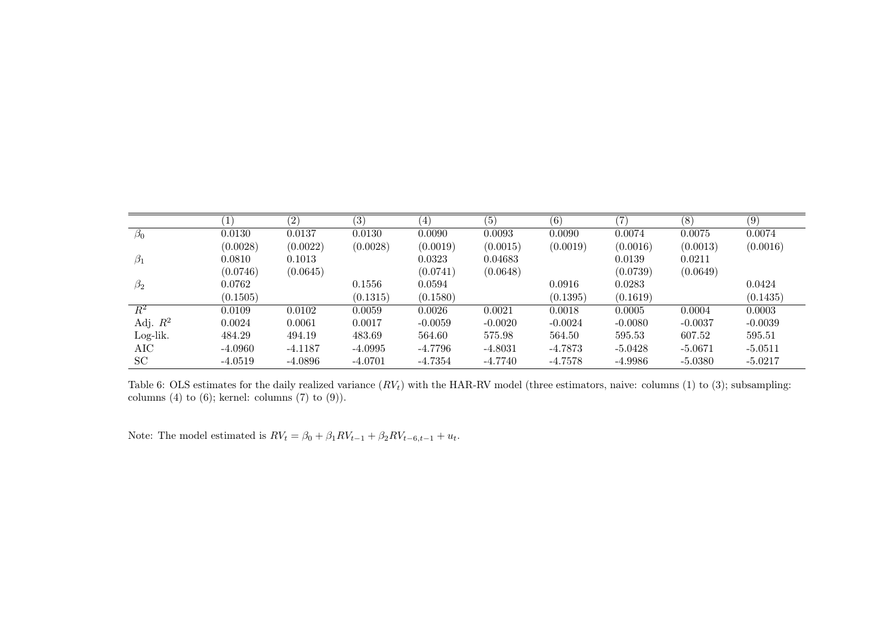| | (1) | (2) | (3) | (4) | (5) | (6) | (7) | (8) | (9) |
|---|---|---|---|---|---|---|---|---|---|
| $\beta_0$ | 0.0130 | 0.0137 | 0.0130 | 0.0090 | 0.0093 | 0.0090 | 0.0074 | 0.0075 | 0.0074 |
| | (0.0028) | (0.0022) | (0.0028) | (0.0019) | (0.0015) | (0.0019) | (0.0016) | (0.0013) | (0.0016) |
| $\beta_1$ | 0.0810 | 0.1013 | | 0.0323 | 0.04683 | | 0.0139 | 0.0211 | |
| | (0.0746) | (0.0645) | | (0.0741) | (0.0648) | | (0.0739) | (0.0649) | |
| $\beta_2$ | 0.0762 | | 0.1556 | 0.0594 | | 0.0916 | 0.0283 | | 0.0424 |
| | (0.1505) | | (0.1315) | (0.1580) | | (0.1395) | (0.1619) | | (0.1435) |
| $R^2$ | 0.0109 | 0.0102 | 0.0059 | 0.0026 | 0.0021 | 0.0018 | 0.0005 | 0.0004 | 0.0003 |
| Adj. $R^2$ | 0.0024 | 0.0061 | 0.0017 | -0.0059 | -0.0020 | -0.0024 | -0.0080 | -0.0037 | -0.0039 |
| Log-lik. | 484.29 | 494.19 | 483.69 | 564.60 | 575.98 | 564.50 | 595.53 | 607.52 | 595.51 |
| AIC | -4.0960 | -4.1187 | -4.0995 | -4.7796 | -4.8031 | -4.7873 | -5.0428 | -5.0671 | -5.0511 |
| SC | -4.0519 | -4.0896 | -4.0701 | -4.7354 | -4.7740 | -4.7578 | -4.9986 | -5.0380 | -5.0217 |

Table 6: OLS estimates for the daily realized variance ($RV_t$) with the HAR-RV model (three estimators, naive: columns (1) to (3); subsampling: columns (4) to (6); kernel: columns (7) to (9)).

Note: The model estimated is $RV_t = \beta_0 + \beta_1 RV_{t-1} + \beta_2 RV_{t-6,t-1} + u_t$.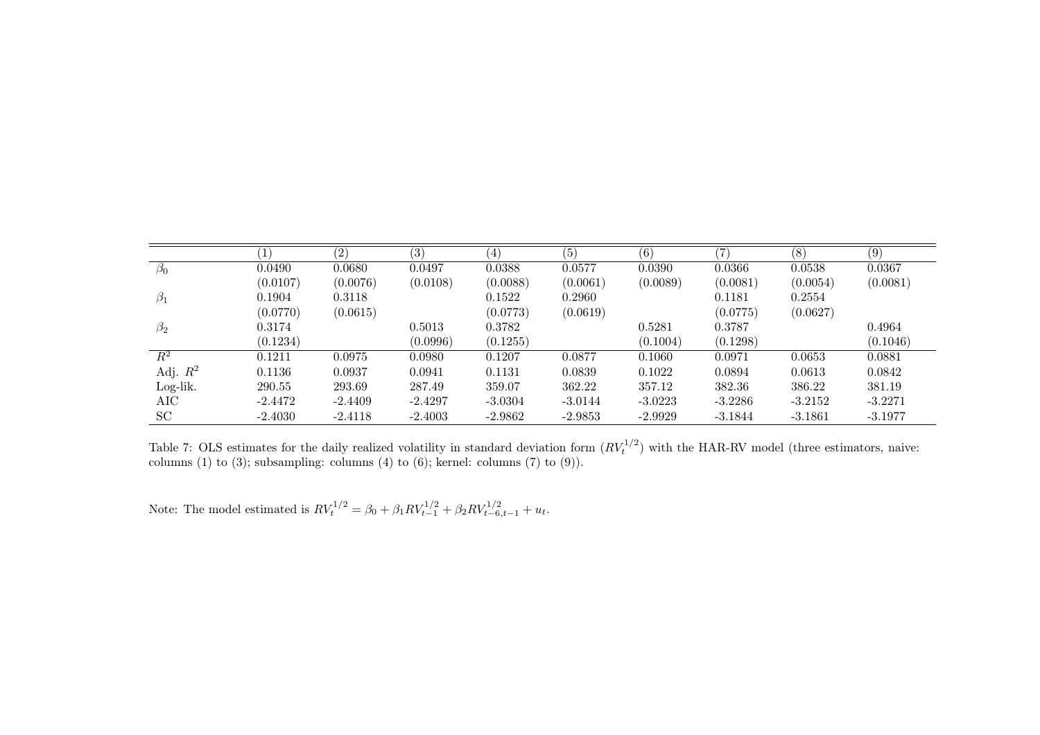|  | (1) | (2) | (3) | (4) | (5) | (6) | (7) | (8) | (9) |
|---|---|---|---|---|---|---|---|---|---|
| $\beta_0$ | 0.0490 | 0.0680 | 0.0497 | 0.0388 | 0.0577 | 0.0390 | 0.0366 | 0.0538 | 0.0367 |
|  | (0.0107) | (0.0076) | (0.0108) | (0.0088) | (0.0061) | (0.0089) | (0.0081) | (0.0054) | (0.0081) |
| $\beta_1$ | 0.1904 | 0.3118 |  | 0.1522 | 0.2960 |  | 0.1181 | 0.2554 |  |
|  | (0.0770) | (0.0615) |  | (0.0773) | (0.0619) |  | (0.0775) | (0.0627) |  |
| $\beta_2$ | 0.3174 |  | 0.5013 | 0.3782 |  | 0.5281 | 0.3787 |  | 0.4964 |
|  | (0.1234) |  | (0.0996) | (0.1255) |  | (0.1004) | (0.1298) |  | (0.1046) |
| $R^2$ | 0.1211 | 0.0975 | 0.0980 | 0.1207 | 0.0877 | 0.1060 | 0.0971 | 0.0653 | 0.0881 |
| Adj. $R^2$ | 0.1136 | 0.0937 | 0.0941 | 0.1131 | 0.0839 | 0.1022 | 0.0894 | 0.0613 | 0.0842 |
| Log-lik. | 290.55 | 293.69 | 287.49 | 359.07 | 362.22 | 357.12 | 382.36 | 386.22 | 381.19 |
| AIC | -2.4472 | -2.4409 | -2.4297 | -3.0304 | -3.0144 | -3.0223 | -3.2286 | -3.2152 | -3.2271 |
| SC | -2.4030 | -2.4118 | -2.4003 | -2.9862 | -2.9853 | -2.9929 | -3.1844 | -3.1861 | -3.1977 |

Table 7: OLS estimates for the daily realized volatility in standard deviation form ($RV_t^{1/2}$) with the HAR-RV model (three estimators, naive: columns (1) to (3); subsampling: columns (4) to (6); kernel: columns (7) to (9)).

Note: The model estimated is $RV_t^{1/2} = \beta_0 + \beta_1 RV_{t-1}^{1/2} + \beta_2 RV_{t-6,t-1}^{1/2} + u_t$.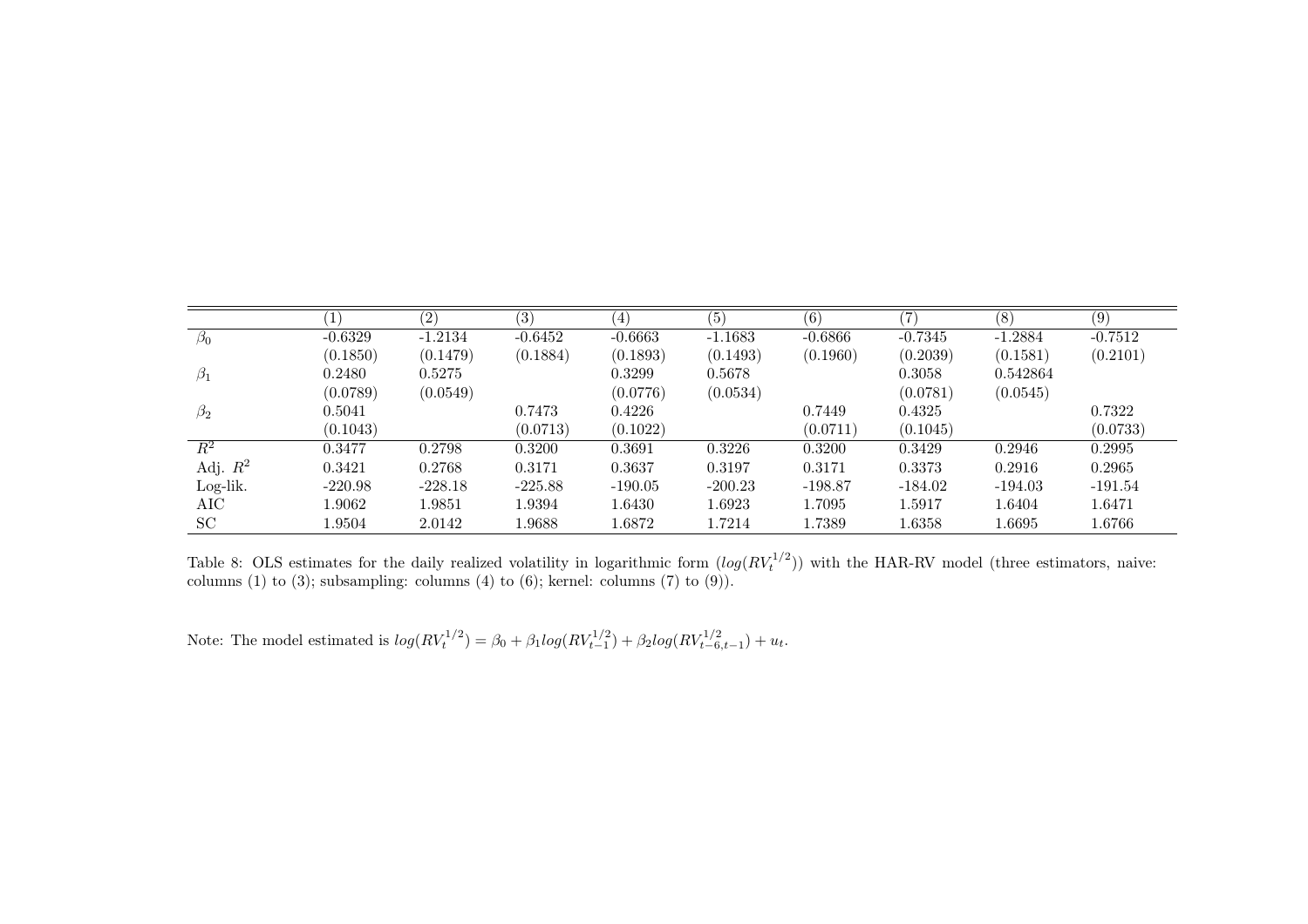| | (1) | (2) | (3) | (4) | (5) | (6) | (7) | (8) | (9) |
|---|---|---|---|---|---|---|---|---|---|
| $\beta_0$ | -0.6329 | -1.2134 | -0.6452 | -0.6663 | -1.1683 | -0.6866 | -0.7345 | -1.2884 | -0.7512 |
| | (0.1850) | (0.1479) | (0.1884) | (0.1893) | (0.1493) | (0.1960) | (0.2039) | (0.1581) | (0.2101) |
| $\beta_1$ | 0.2480 | 0.5275 | | 0.3299 | 0.5678 | | 0.3058 | 0.542864 | |
| | (0.0789) | (0.0549) | | (0.0776) | (0.0534) | | (0.0781) | (0.0545) | |
| $\beta_2$ | 0.5041 | | 0.7473 | 0.4226 | | 0.7449 | 0.4325 | | 0.7322 |
| | (0.1043) | | (0.0713) | (0.1022) | | (0.0711) | (0.1045) | | (0.0733) |
| $R^2$ | 0.3477 | 0.2798 | 0.3200 | 0.3691 | 0.3226 | 0.3200 | 0.3429 | 0.2946 | 0.2995 |
| Adj. $R^2$ | 0.3421 | 0.2768 | 0.3171 | 0.3637 | 0.3197 | 0.3171 | 0.3373 | 0.2916 | 0.2965 |
| Log-lik. | -220.98 | -228.18 | -225.88 | -190.05 | -200.23 | -198.87 | -184.02 | -194.03 | -191.54 |
| AIC | 1.9062 | 1.9851 | 1.9394 | 1.6430 | 1.6923 | 1.7095 | 1.5917 | 1.6404 | 1.6471 |
| SC | 1.9504 | 2.0142 | 1.9688 | 1.6872 | 1.7214 | 1.7389 | 1.6358 | 1.6695 | 1.6766 |

Table 8: OLS estimates for the daily realized volatility in logarithmic form ($log(RV_t^{1/2})$) with the HAR-RV model (three estimators, naive: columns (1) to (3); subsampling: columns (4) to (6); kernel: columns (7) to (9)).

Note: The model estimated is $log(RV_t^{1/2}) = \beta_0 + \beta_1 log(RV_{t-1}^{1/2}) + \beta_2 log(RV_{t-6,t-1}^{1/2}) + u_t$.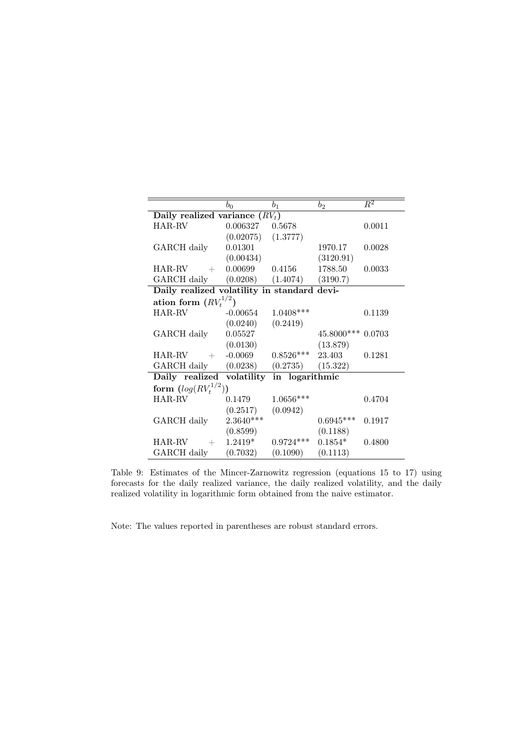| | $b_0$ | $b_1$ | $b_2$ | $R^2$ |
|---|---|---|---|---|
| **Daily realized variance ($RV_t$)** | | | | |
| HAR-RV | 0.006327 | 0.5678 | | 0.0011 |
| | (0.02075) | (1.3777) | | |
| GARCH daily | 0.01301 | | 1970.17 | 0.0028 |
| | (0.00434) | | (3120.91) | |
| HAR-RV + | 0.00699 | 0.4156 | 1788.50 | 0.0033 |
| GARCH daily | (0.0208) | (1.4074) | (3190.7) | |
| **Daily realized volatility in standard deviation form ($RV_t^{1/2}$)** | | | | |
| HAR-RV | -0.00654 | 1.0408*** | | 0.1139 |
| | (0.0240) | (0.2419) | | |
| GARCH daily | 0.05527 | | 45.8000*** | 0.0703 |
| | (0.0130) | | (13.879) | |
| HAR-RV + | -0.0069 | 0.8526*** | 23.403 | 0.1281 |
| GARCH daily | (0.0238) | (0.2735) | (15.322) | |
| **Daily realized volatility in logarithmic form ($log(RV_t^{1/2})$)** | | | | |
| HAR-RV | 0.1479 | 1.0656*** | | 0.4704 |
| | (0.2517) | (0.0942) | | |
| GARCH daily | 2.3640*** | | 0.6945*** | 0.1917 |
| | (0.8599) | | (0.1188) | |
| HAR-RV + | 1.2419* | 0.9724*** | 0.1854* | 0.4800 |
| GARCH daily | (0.7032) | (0.1090) | (0.1113) | |

Table 9: Estimates of the Mincer-Zarnowitz regression (equations 15 to 17) using forecasts for the daily realized variance, the daily realized volatility, and the daily realized volatility in logarithmic form obtained from the naive estimator.

Note: The values reported in parentheses are robust standard errors.